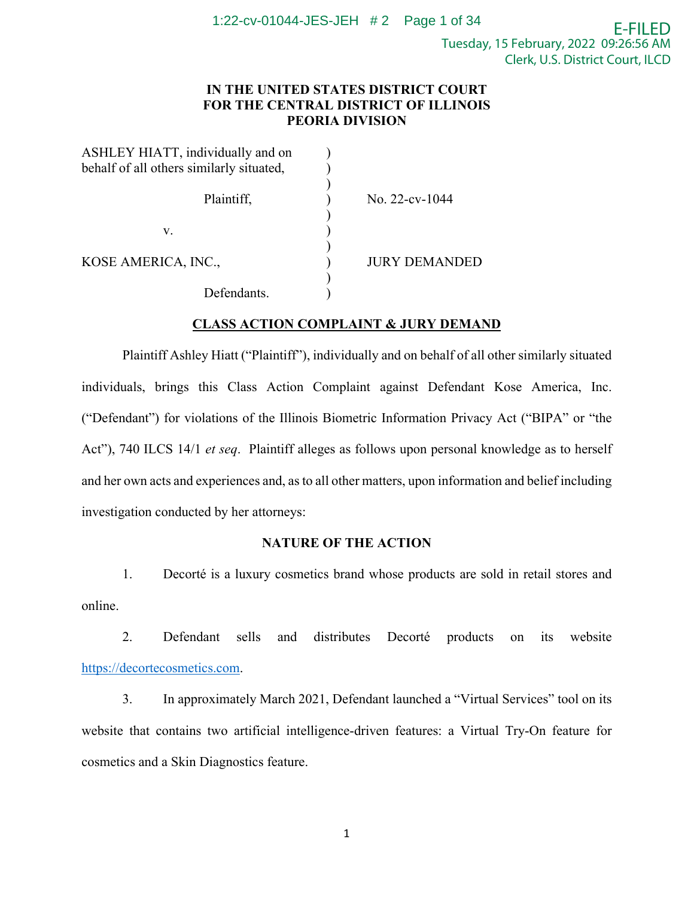**IN THE UNITED STATES DISTRICT COURT**
**FOR THE CENTRAL DISTRICT OF ILLINOIS**
**PEORIA DIVISION**

| | | |
|---|---|---|
| ASHLEY HIATT, individually and on behalf of all others similarly situated, | ) | |
| Plaintiff, | ) | No. 22-cv-1044 |
| v. | ) | |
| KOSE AMERICA, INC., | ) | JURY DEMANDED |
| Defendants. | ) | |

**CLASS ACTION COMPLAINT & JURY DEMAND**

Plaintiff Ashley Hiatt ("Plaintiff"), individually and on behalf of all other similarly situated individuals, brings this Class Action Complaint against Defendant Kose America, Inc. ("Defendant") for violations of the Illinois Biometric Information Privacy Act ("BIPA" or "the Act"), 740 ILCS 14/1 *et seq*. Plaintiff alleges as follows upon personal knowledge as to herself and her own acts and experiences and, as to all other matters, upon information and belief including investigation conducted by her attorneys:

**NATURE OF THE ACTION**

1. Decorté is a luxury cosmetics brand whose products are sold in retail stores and online.

2. Defendant sells and distributes Decorté products on its website https://decortecosmetics.com.

3. In approximately March 2021, Defendant launched a "Virtual Services" tool on its website that contains two artificial intelligence-driven features: a Virtual Try-On feature for cosmetics and a Skin Diagnostics feature.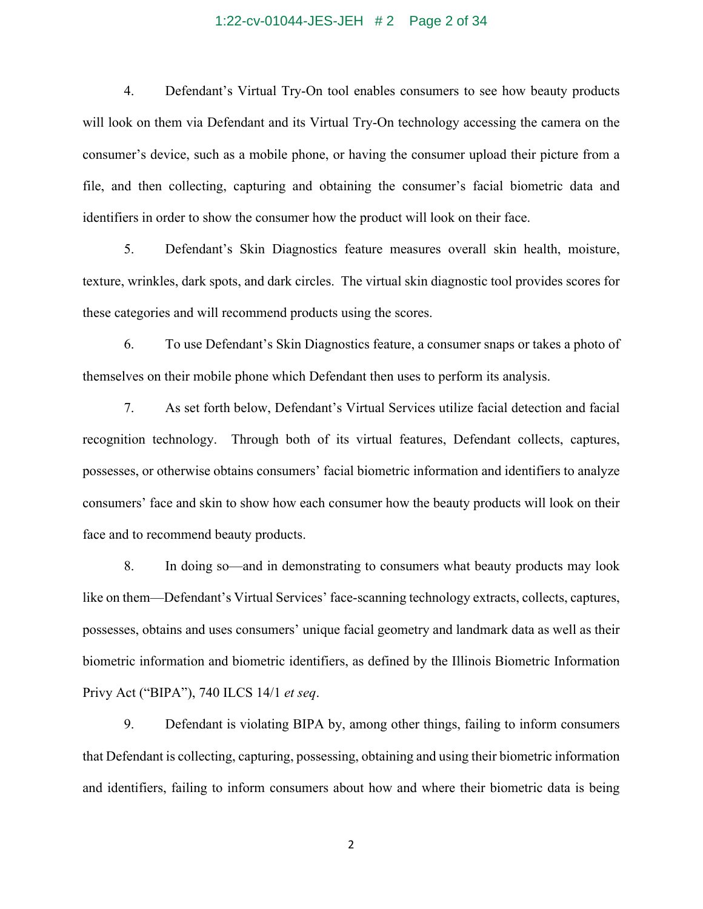4. Defendant's Virtual Try-On tool enables consumers to see how beauty products will look on them via Defendant and its Virtual Try-On technology accessing the camera on the consumer's device, such as a mobile phone, or having the consumer upload their picture from a file, and then collecting, capturing and obtaining the consumer's facial biometric data and identifiers in order to show the consumer how the product will look on their face.

5. Defendant's Skin Diagnostics feature measures overall skin health, moisture, texture, wrinkles, dark spots, and dark circles. The virtual skin diagnostic tool provides scores for these categories and will recommend products using the scores.

6. To use Defendant's Skin Diagnostics feature, a consumer snaps or takes a photo of themselves on their mobile phone which Defendant then uses to perform its analysis.

7. As set forth below, Defendant's Virtual Services utilize facial detection and facial recognition technology. Through both of its virtual features, Defendant collects, captures, possesses, or otherwise obtains consumers' facial biometric information and identifiers to analyze consumers' face and skin to show how each consumer how the beauty products will look on their face and to recommend beauty products.

8. In doing so—and in demonstrating to consumers what beauty products may look like on them—Defendant's Virtual Services' face-scanning technology extracts, collects, captures, possesses, obtains and uses consumers' unique facial geometry and landmark data as well as their biometric information and biometric identifiers, as defined by the Illinois Biometric Information Privy Act ("BIPA"), 740 ILCS 14/1 *et seq*.

9. Defendant is violating BIPA by, among other things, failing to inform consumers that Defendant is collecting, capturing, possessing, obtaining and using their biometric information and identifiers, failing to inform consumers about how and where their biometric data is being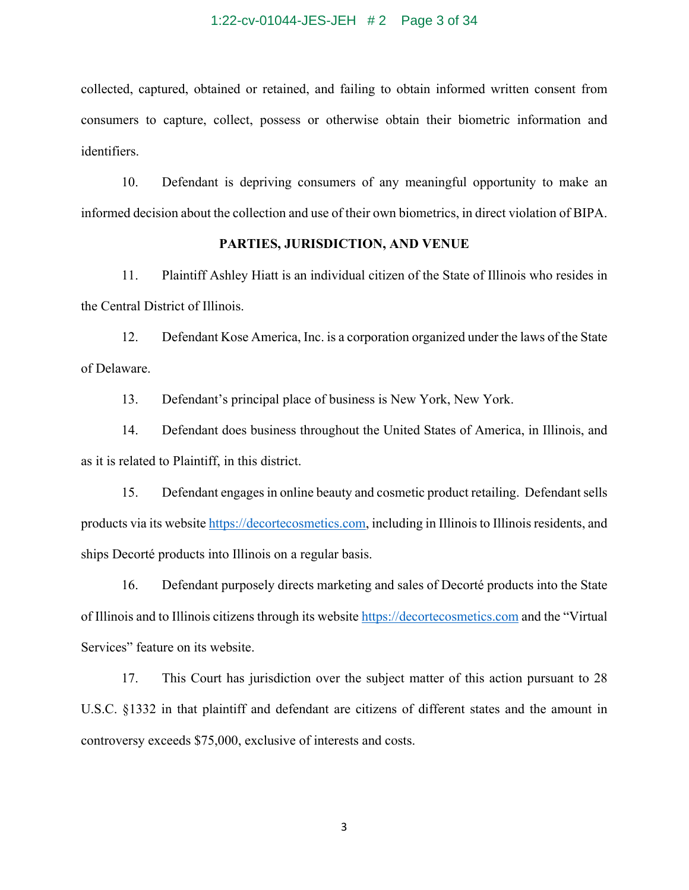collected, captured, obtained or retained, and failing to obtain informed written consent from consumers to capture, collect, possess or otherwise obtain their biometric information and identifiers.

10. Defendant is depriving consumers of any meaningful opportunity to make an informed decision about the collection and use of their own biometrics, in direct violation of BIPA.

**PARTIES, JURISDICTION, AND VENUE**

11. Plaintiff Ashley Hiatt is an individual citizen of the State of Illinois who resides in the Central District of Illinois.

12. Defendant Kose America, Inc. is a corporation organized under the laws of the State of Delaware.

13. Defendant's principal place of business is New York, New York.

14. Defendant does business throughout the United States of America, in Illinois, and as it is related to Plaintiff, in this district.

15. Defendant engages in online beauty and cosmetic product retailing. Defendant sells products via its website https://decortecosmetics.com, including in Illinois to Illinois residents, and ships Decorté products into Illinois on a regular basis.

16. Defendant purposely directs marketing and sales of Decorté products into the State of Illinois and to Illinois citizens through its website https://decortecosmetics.com and the "Virtual Services" feature on its website.

17. This Court has jurisdiction over the subject matter of this action pursuant to 28 U.S.C. §1332 in that plaintiff and defendant are citizens of different states and the amount in controversy exceeds $75,000, exclusive of interests and costs.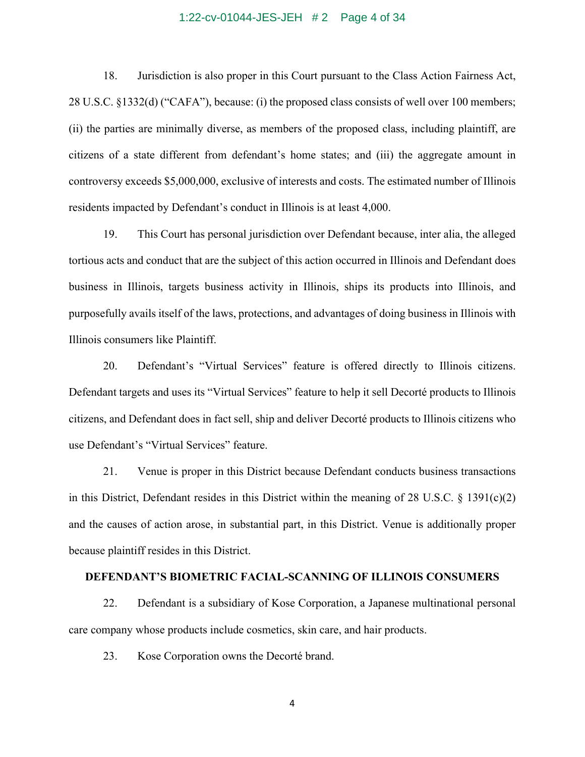18. Jurisdiction is also proper in this Court pursuant to the Class Action Fairness Act, 28 U.S.C. §1332(d) ("CAFA"), because: (i) the proposed class consists of well over 100 members; (ii) the parties are minimally diverse, as members of the proposed class, including plaintiff, are citizens of a state different from defendant's home states; and (iii) the aggregate amount in controversy exceeds $5,000,000, exclusive of interests and costs. The estimated number of Illinois residents impacted by Defendant's conduct in Illinois is at least 4,000.

19. This Court has personal jurisdiction over Defendant because, inter alia, the alleged tortious acts and conduct that are the subject of this action occurred in Illinois and Defendant does business in Illinois, targets business activity in Illinois, ships its products into Illinois, and purposefully avails itself of the laws, protections, and advantages of doing business in Illinois with Illinois consumers like Plaintiff.

20. Defendant's "Virtual Services" feature is offered directly to Illinois citizens. Defendant targets and uses its "Virtual Services" feature to help it sell Decorté products to Illinois citizens, and Defendant does in fact sell, ship and deliver Decorté products to Illinois citizens who use Defendant's "Virtual Services" feature.

21. Venue is proper in this District because Defendant conducts business transactions in this District, Defendant resides in this District within the meaning of 28 U.S.C. § 1391(c)(2) and the causes of action arose, in substantial part, in this District. Venue is additionally proper because plaintiff resides in this District.

## DEFENDANT'S BIOMETRIC FACIAL-SCANNING OF ILLINOIS CONSUMERS

22. Defendant is a subsidiary of Kose Corporation, a Japanese multinational personal care company whose products include cosmetics, skin care, and hair products.

23. Kose Corporation owns the Decorté brand.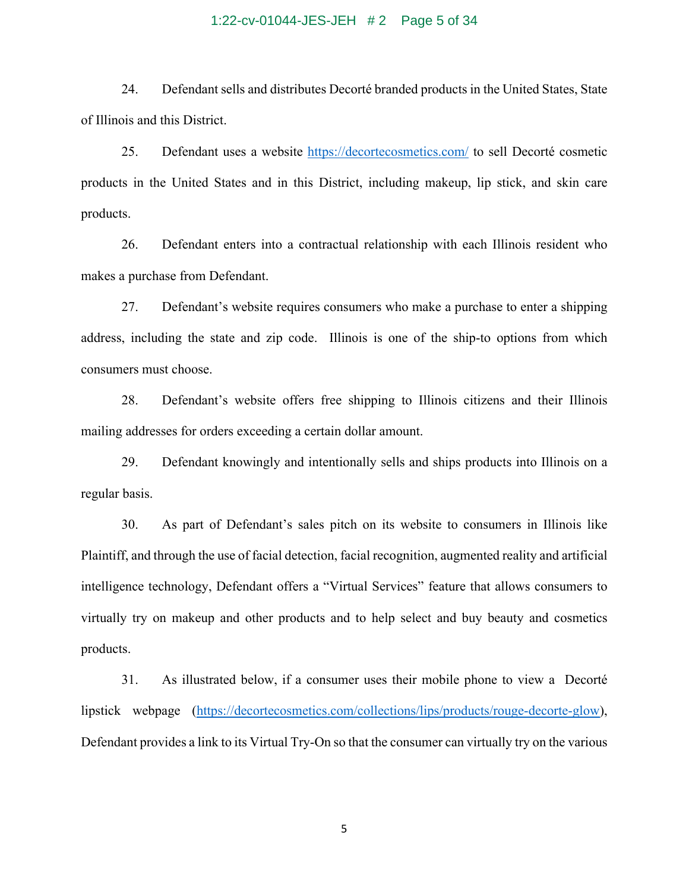24. Defendant sells and distributes Decorté branded products in the United States, State of Illinois and this District.

25. Defendant uses a website https://decortecosmetics.com/ to sell Decorté cosmetic products in the United States and in this District, including makeup, lip stick, and skin care products.

26. Defendant enters into a contractual relationship with each Illinois resident who makes a purchase from Defendant.

27. Defendant's website requires consumers who make a purchase to enter a shipping address, including the state and zip code. Illinois is one of the ship-to options from which consumers must choose.

28. Defendant's website offers free shipping to Illinois citizens and their Illinois mailing addresses for orders exceeding a certain dollar amount.

29. Defendant knowingly and intentionally sells and ships products into Illinois on a regular basis.

30. As part of Defendant's sales pitch on its website to consumers in Illinois like Plaintiff, and through the use of facial detection, facial recognition, augmented reality and artificial intelligence technology, Defendant offers a "Virtual Services" feature that allows consumers to virtually try on makeup and other products and to help select and buy beauty and cosmetics products.

31. As illustrated below, if a consumer uses their mobile phone to view a Decorté lipstick webpage (https://decortecosmetics.com/collections/lips/products/rouge-decorte-glow), Defendant provides a link to its Virtual Try-On so that the consumer can virtually try on the various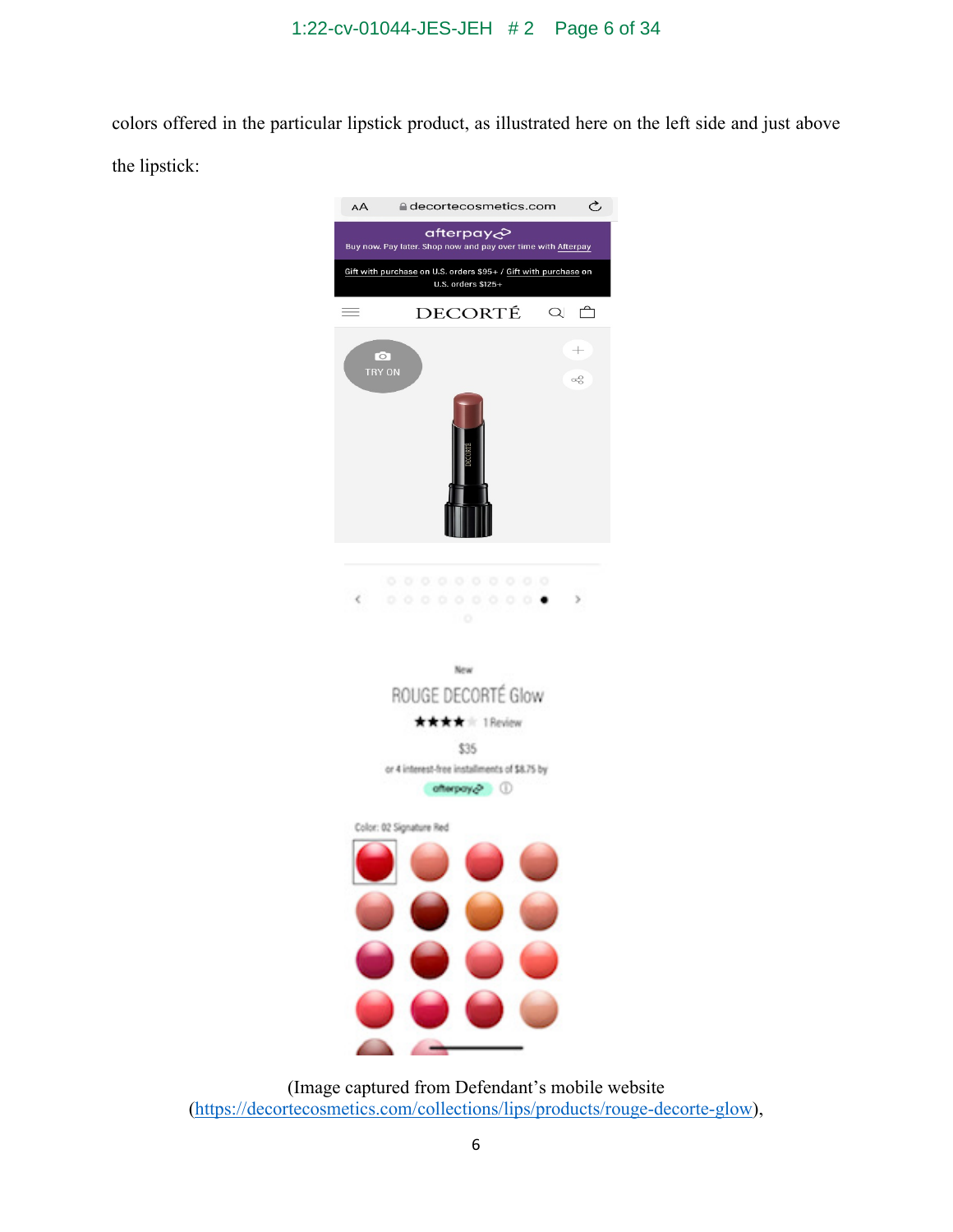colors offered in the particular lipstick product, as illustrated here on the left side and just above the lipstick:

(Image captured from Defendant's mobile website (https://decortecosmetics.com/collections/lips/products/rouge-decorte-glow),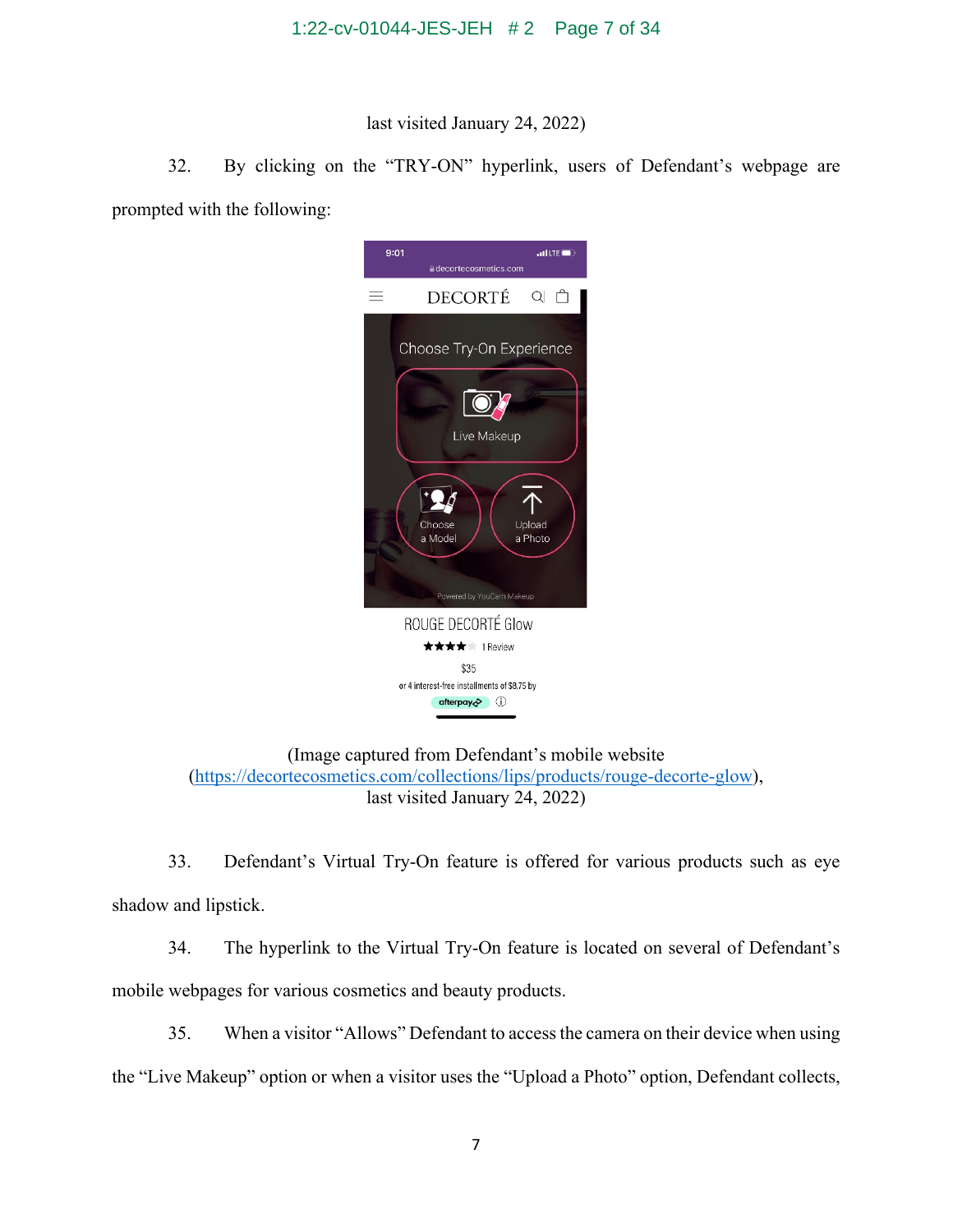last visited January 24, 2022)

32. By clicking on the "TRY-ON" hyperlink, users of Defendant's webpage are prompted with the following:

(Image captured from Defendant's mobile website (https://decortecosmetics.com/collections/lips/products/rouge-decorte-glow), last visited January 24, 2022)

33. Defendant's Virtual Try-On feature is offered for various products such as eye shadow and lipstick.

34. The hyperlink to the Virtual Try-On feature is located on several of Defendant's mobile webpages for various cosmetics and beauty products.

35. When a visitor "Allows" Defendant to access the camera on their device when using the "Live Makeup" option or when a visitor uses the "Upload a Photo" option, Defendant collects,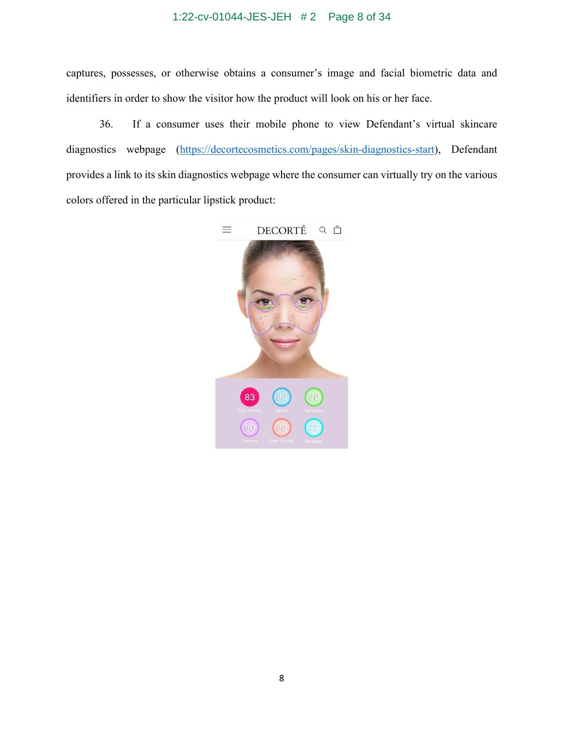captures, possesses, or otherwise obtains a consumer's image and facial biometric data and identifiers in order to show the visitor how the product will look on his or her face.

36. If a consumer uses their mobile phone to view Defendant's virtual skincare diagnostics webpage (https://decortecosmetics.com/pages/skin-diagnostics-start), Defendant provides a link to its skin diagnostics webpage where the consumer can virtually try on the various colors offered in the particular lipstick product: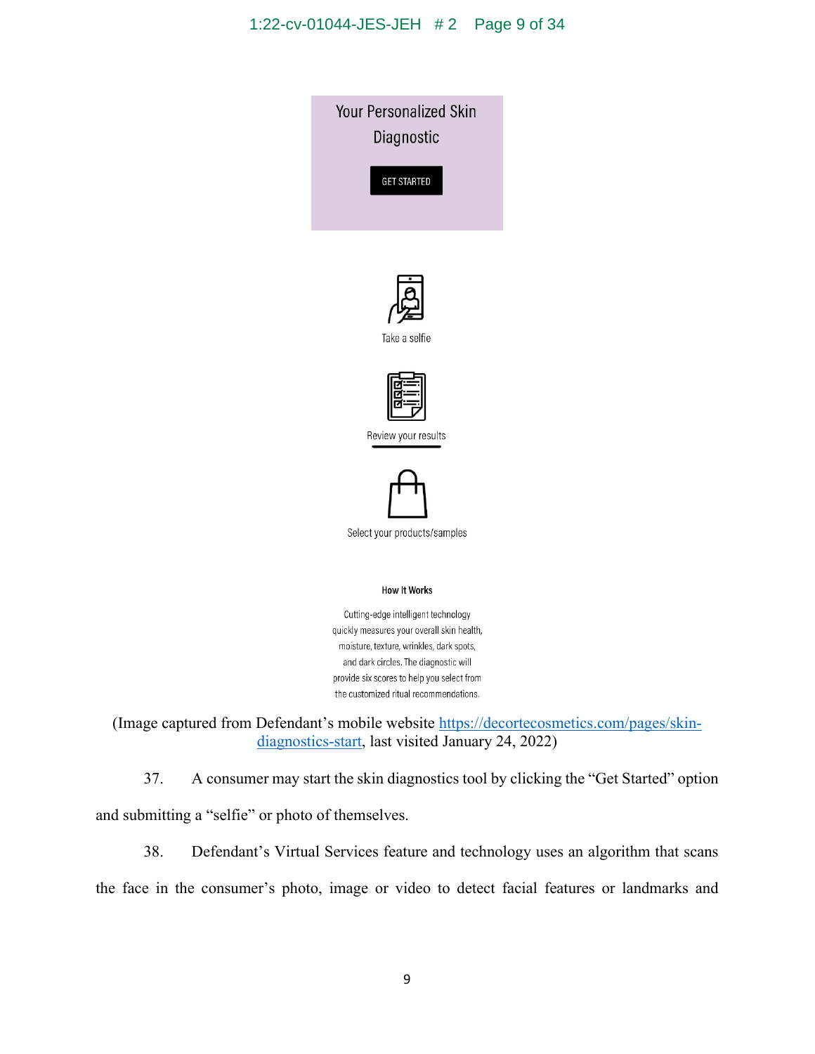Your Personalized Skin Diagnostic

GET STARTED

Take a selfie

Review your results

Select your products/samples

How It Works

Cutting-edge intelligent technology quickly measures your overall skin health, moisture, texture, wrinkles, dark spots, and dark circles. The diagnostic will provide six scores to help you select from the customized ritual recommendations.

(Image captured from Defendant's mobile website https://decortecosmetics.com/pages/skin-diagnostics-start, last visited January 24, 2022)

37. A consumer may start the skin diagnostics tool by clicking the "Get Started" option and submitting a "selfie" or photo of themselves.

38. Defendant's Virtual Services feature and technology uses an algorithm that scans the face in the consumer's photo, image or video to detect facial features or landmarks and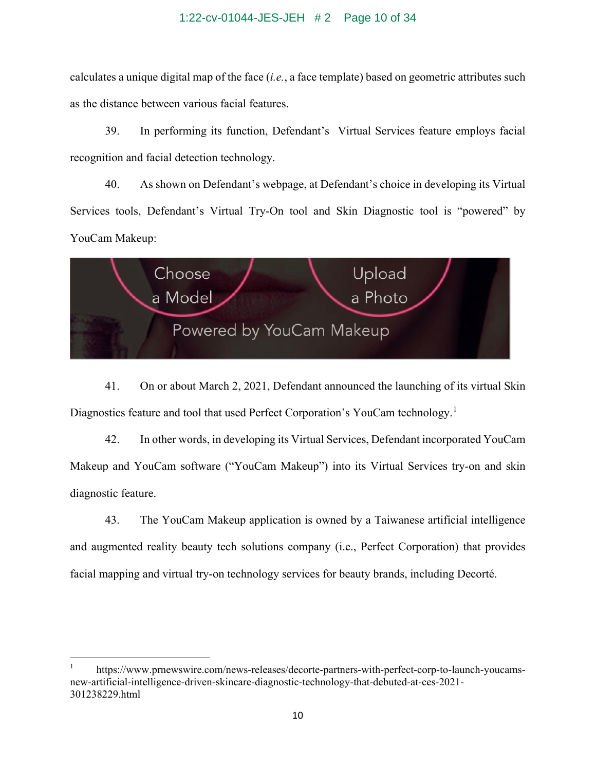calculates a unique digital map of the face (*i.e.*, a face template) based on geometric attributes such as the distance between various facial features.

39. In performing its function, Defendant's Virtual Services feature employs facial recognition and facial detection technology.

40. As shown on Defendant's webpage, at Defendant's choice in developing its Virtual Services tools, Defendant's Virtual Try-On tool and Skin Diagnostic tool is "powered" by YouCam Makeup:

41. On or about March 2, 2021, Defendant announced the launching of its virtual Skin Diagnostics feature and tool that used Perfect Corporation's YouCam technology.[1]

42. In other words, in developing its Virtual Services, Defendant incorporated YouCam Makeup and YouCam software ("YouCam Makeup") into its Virtual Services try-on and skin diagnostic feature.

43. The YouCam Makeup application is owned by a Taiwanese artificial intelligence and augmented reality beauty tech solutions company (i.e., Perfect Corporation) that provides facial mapping and virtual try-on technology services for beauty brands, including Decorté.

---

[1] https://www.prnewswire.com/news-releases/decorte-partners-with-perfect-corp-to-launch-youcams-new-artificial-intelligence-driven-skincare-diagnostic-technology-that-debuted-at-ces-2021-301238229.html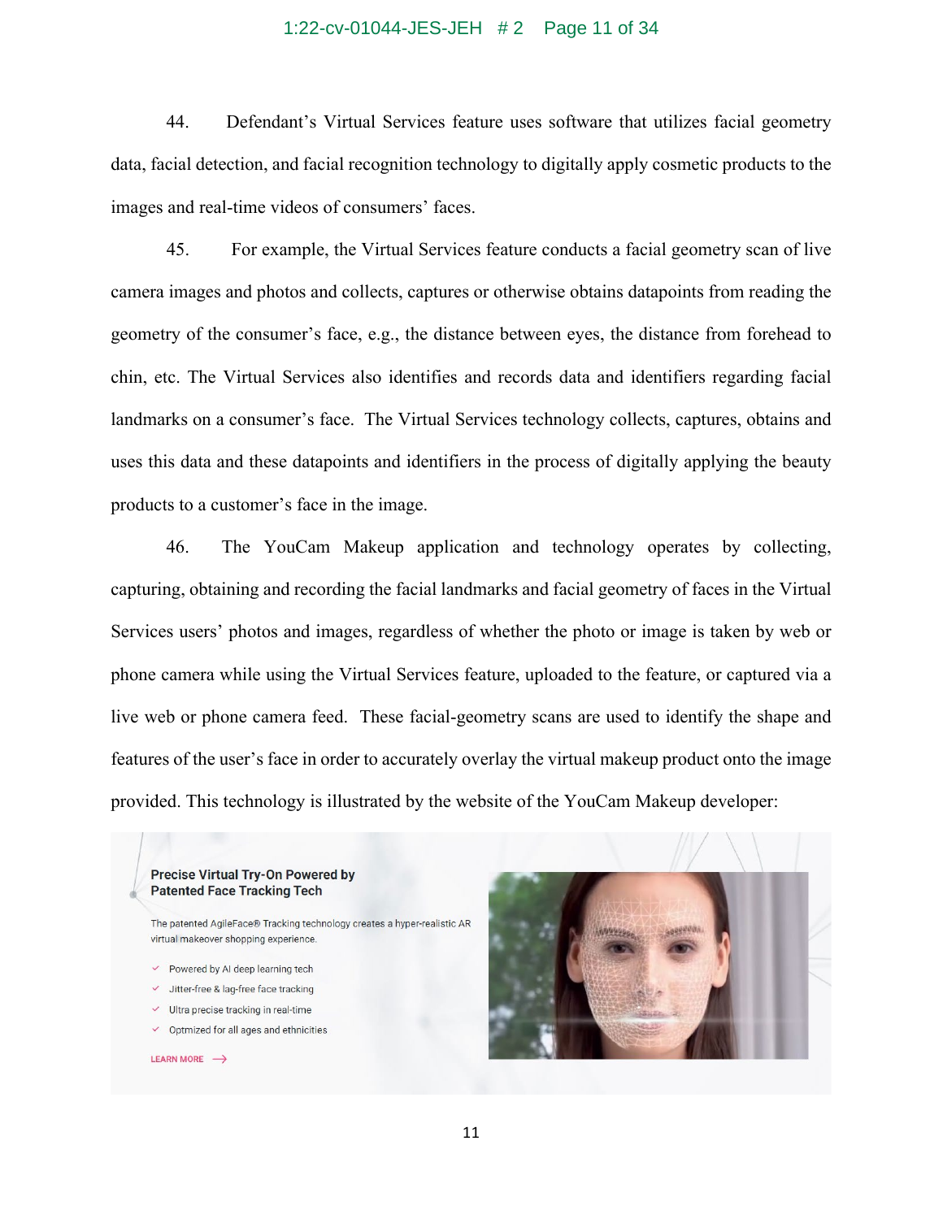44. Defendant's Virtual Services feature uses software that utilizes facial geometry data, facial detection, and facial recognition technology to digitally apply cosmetic products to the images and real-time videos of consumers' faces.

45. For example, the Virtual Services feature conducts a facial geometry scan of live camera images and photos and collects, captures or otherwise obtains datapoints from reading the geometry of the consumer's face, e.g., the distance between eyes, the distance from forehead to chin, etc. The Virtual Services also identifies and records data and identifiers regarding facial landmarks on a consumer's face. The Virtual Services technology collects, captures, obtains and uses this data and these datapoints and identifiers in the process of digitally applying the beauty products to a customer's face in the image.

46. The YouCam Makeup application and technology operates by collecting, capturing, obtaining and recording the facial landmarks and facial geometry of faces in the Virtual Services users' photos and images, regardless of whether the photo or image is taken by web or phone camera while using the Virtual Services feature, uploaded to the feature, or captured via a live web or phone camera feed. These facial-geometry scans are used to identify the shape and features of the user's face in order to accurately overlay the virtual makeup product onto the image provided. This technology is illustrated by the website of the YouCam Makeup developer:

**Precise Virtual Try-On Powered by Patented Face Tracking Tech**

The patented AgileFace® Tracking technology creates a hyper-realistic AR virtual makeover shopping experience.

- Powered by AI deep learning tech
- Jitter-free & lag-free face tracking
- Ultra precise tracking in real-time
- Optmized for all ages and ethnicities

LEARN MORE →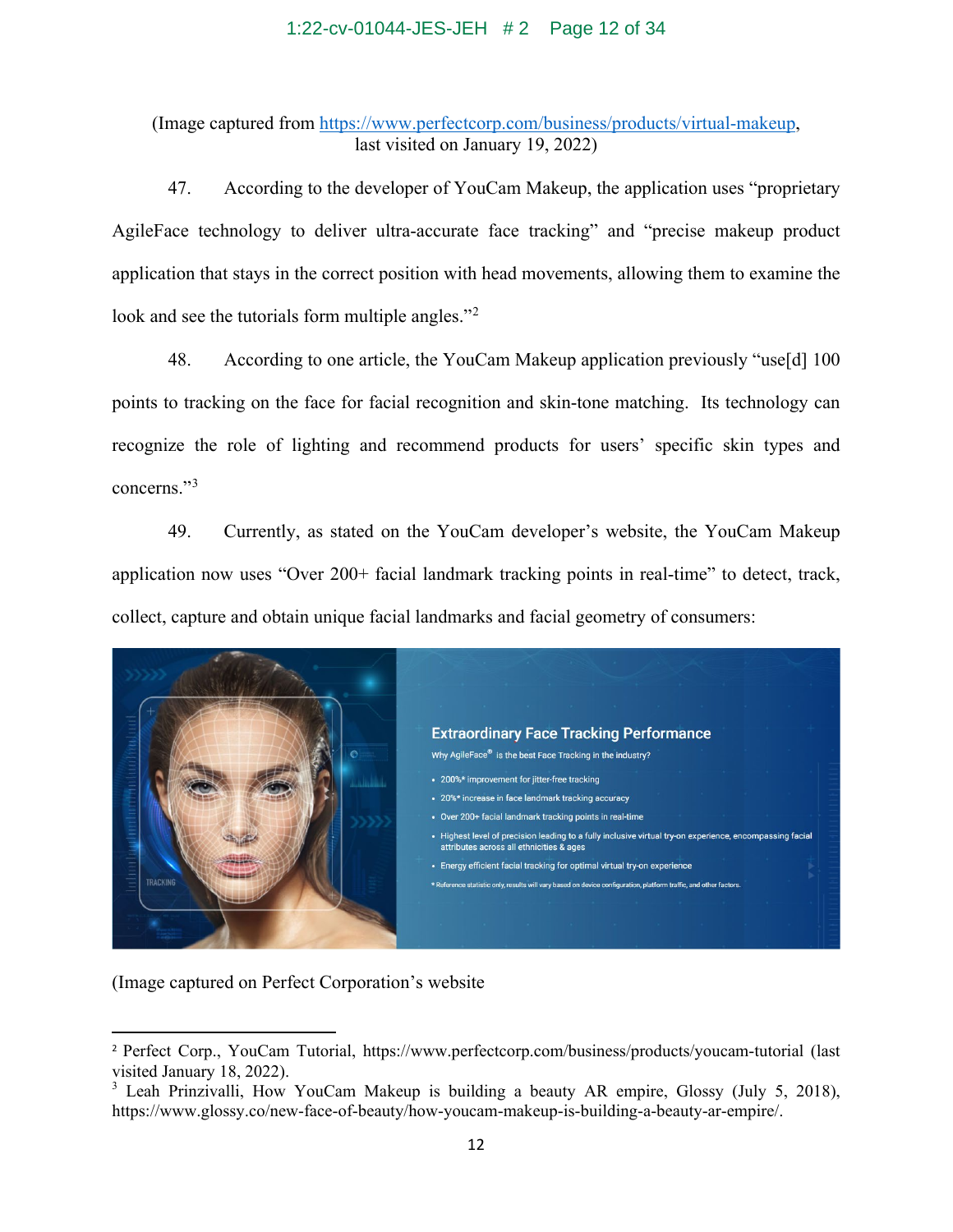(Image captured from https://www.perfectcorp.com/business/products/virtual-makeup, last visited on January 19, 2022)

47. According to the developer of YouCam Makeup, the application uses "proprietary AgileFace technology to deliver ultra-accurate face tracking" and "precise makeup product application that stays in the correct position with head movements, allowing them to examine the look and see the tutorials form multiple angles."[2]

48. According to one article, the YouCam Makeup application previously "use[d] 100 points to tracking on the face for facial recognition and skin-tone matching. Its technology can recognize the role of lighting and recommend products for users' specific skin types and concerns."[3]

49. Currently, as stated on the YouCam developer's website, the YouCam Makeup application now uses "Over 200+ facial landmark tracking points in real-time" to detect, track, collect, capture and obtain unique facial landmarks and facial geometry of consumers:

(Image captured on Perfect Corporation's website

---

[2] Perfect Corp., YouCam Tutorial, https://www.perfectcorp.com/business/products/youcam-tutorial (last visited January 18, 2022).

[3] Leah Prinzivalli, How YouCam Makeup is building a beauty AR empire, Glossy (July 5, 2018), https://www.glossy.co/new-face-of-beauty/how-youcam-makeup-is-building-a-beauty-ar-empire/.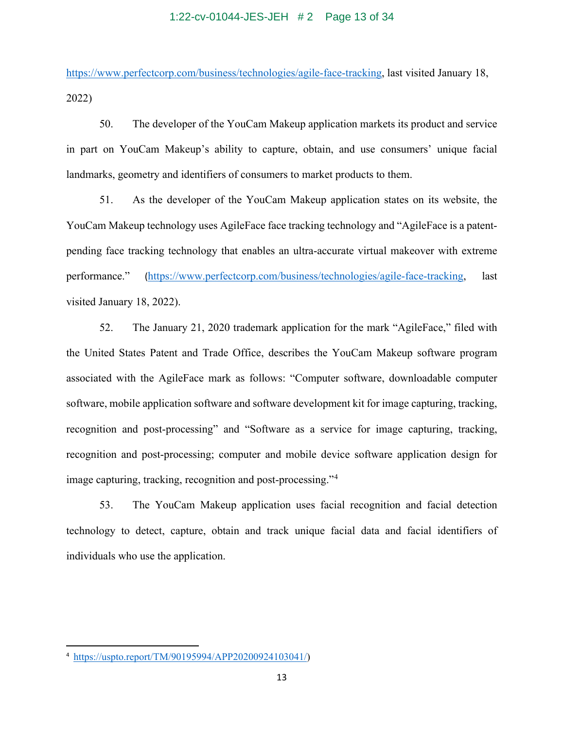https://www.perfectcorp.com/business/technologies/agile-face-tracking, last visited January 18, 2022)

50. The developer of the YouCam Makeup application markets its product and service in part on YouCam Makeup's ability to capture, obtain, and use consumers' unique facial landmarks, geometry and identifiers of consumers to market products to them.

51. As the developer of the YouCam Makeup application states on its website, the YouCam Makeup technology uses AgileFace face tracking technology and "AgileFace is a patent-pending face tracking technology that enables an ultra-accurate virtual makeover with extreme performance." (https://www.perfectcorp.com/business/technologies/agile-face-tracking, last visited January 18, 2022).

52. The January 21, 2020 trademark application for the mark "AgileFace," filed with the United States Patent and Trade Office, describes the YouCam Makeup software program associated with the AgileFace mark as follows: "Computer software, downloadable computer software, mobile application software and software development kit for image capturing, tracking, recognition and post-processing" and "Software as a service for image capturing, tracking, recognition and post-processing; computer and mobile device software application design for image capturing, tracking, recognition and post-processing."[4]

53. The YouCam Makeup application uses facial recognition and facial detection technology to detect, capture, obtain and track unique facial data and facial identifiers of individuals who use the application.

---

[4] https://uspto.report/TM/90195994/APP20200924103041/)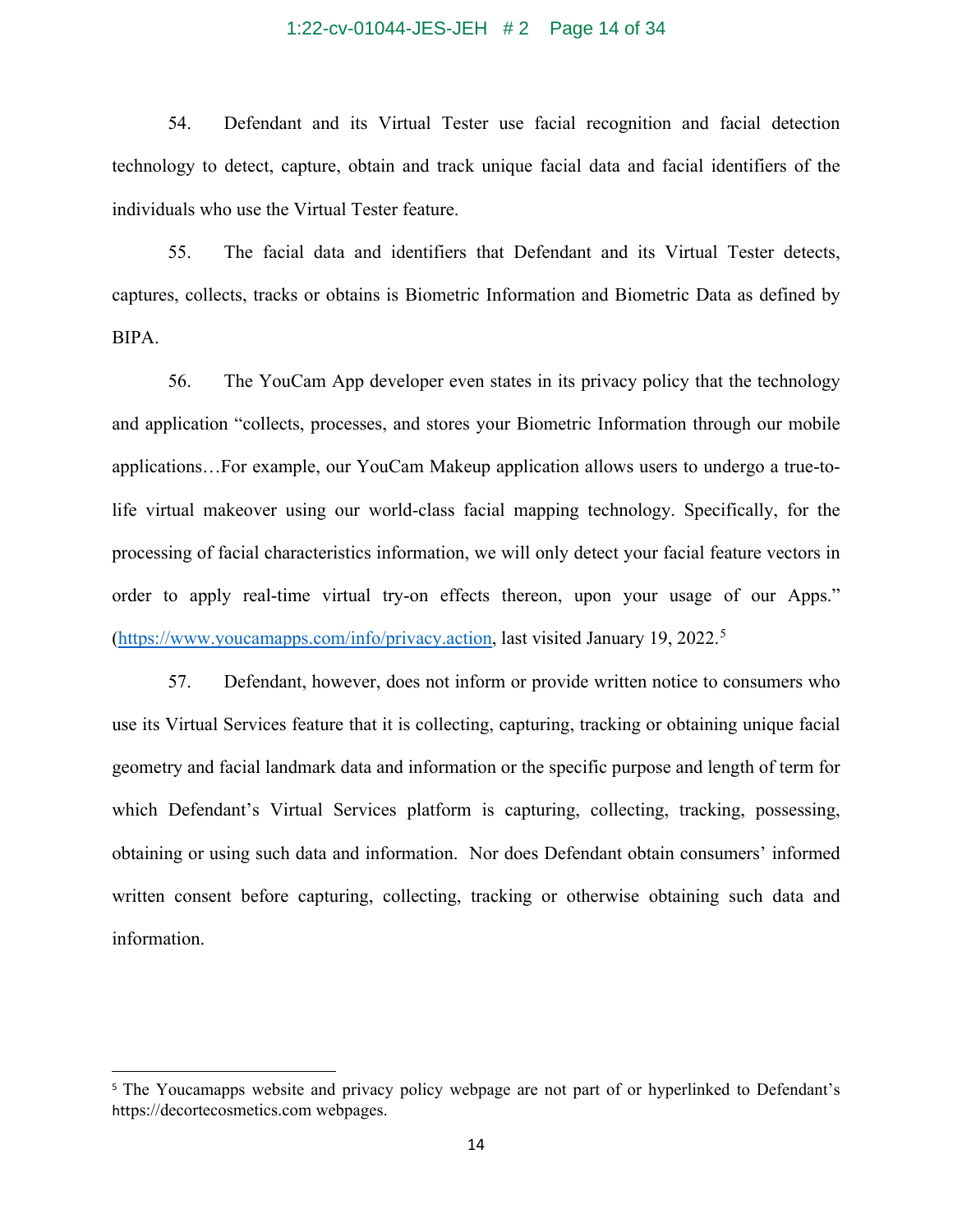54. Defendant and its Virtual Tester use facial recognition and facial detection technology to detect, capture, obtain and track unique facial data and facial identifiers of the individuals who use the Virtual Tester feature.

55. The facial data and identifiers that Defendant and its Virtual Tester detects, captures, collects, tracks or obtains is Biometric Information and Biometric Data as defined by BIPA.

56. The YouCam App developer even states in its privacy policy that the technology and application "collects, processes, and stores your Biometric Information through our mobile applications…For example, our YouCam Makeup application allows users to undergo a true-to-life virtual makeover using our world-class facial mapping technology. Specifically, for the processing of facial characteristics information, we will only detect your facial feature vectors in order to apply real-time virtual try-on effects thereon, upon your usage of our Apps." (https://www.youcamapps.com/info/privacy.action, last visited January 19, 2022.[5]

57. Defendant, however, does not inform or provide written notice to consumers who use its Virtual Services feature that it is collecting, capturing, tracking or obtaining unique facial geometry and facial landmark data and information or the specific purpose and length of term for which Defendant's Virtual Services platform is capturing, collecting, tracking, possessing, obtaining or using such data and information. Nor does Defendant obtain consumers' informed written consent before capturing, collecting, tracking or otherwise obtaining such data and information.

---

[5] The Youcamapps website and privacy policy webpage are not part of or hyperlinked to Defendant's https://decortecosmetics.com webpages.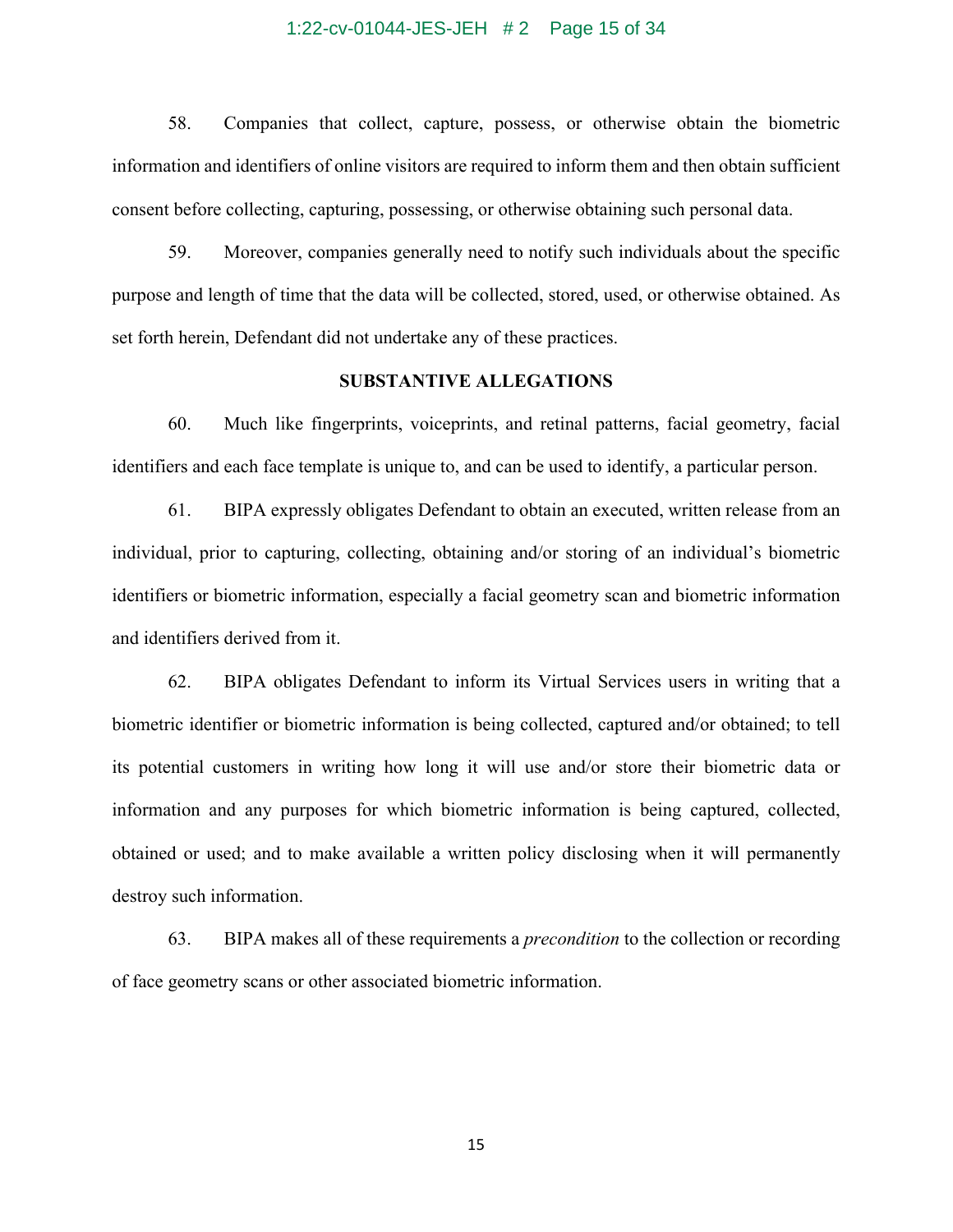58. Companies that collect, capture, possess, or otherwise obtain the biometric information and identifiers of online visitors are required to inform them and then obtain sufficient consent before collecting, capturing, possessing, or otherwise obtaining such personal data.

59. Moreover, companies generally need to notify such individuals about the specific purpose and length of time that the data will be collected, stored, used, or otherwise obtained. As set forth herein, Defendant did not undertake any of these practices.

## SUBSTANTIVE ALLEGATIONS

60. Much like fingerprints, voiceprints, and retinal patterns, facial geometry, facial identifiers and each face template is unique to, and can be used to identify, a particular person.

61. BIPA expressly obligates Defendant to obtain an executed, written release from an individual, prior to capturing, collecting, obtaining and/or storing of an individual's biometric identifiers or biometric information, especially a facial geometry scan and biometric information and identifiers derived from it.

62. BIPA obligates Defendant to inform its Virtual Services users in writing that a biometric identifier or biometric information is being collected, captured and/or obtained; to tell its potential customers in writing how long it will use and/or store their biometric data or information and any purposes for which biometric information is being captured, collected, obtained or used; and to make available a written policy disclosing when it will permanently destroy such information.

63. BIPA makes all of these requirements a *precondition* to the collection or recording of face geometry scans or other associated biometric information.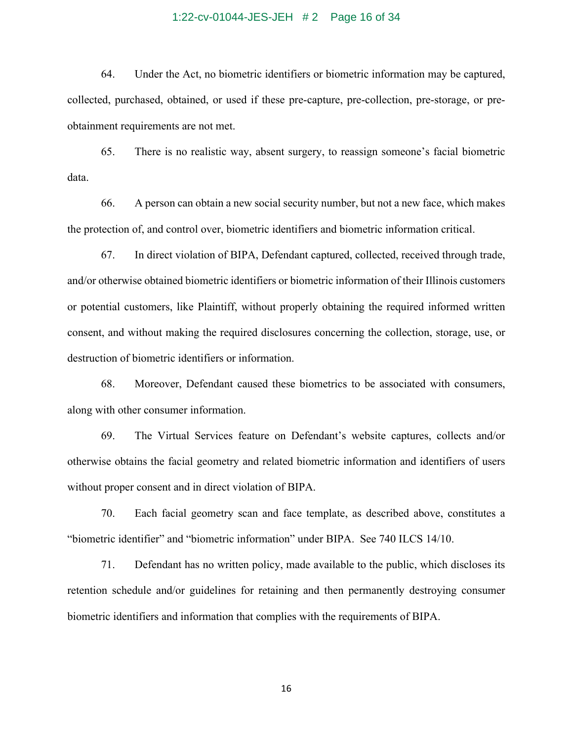64. Under the Act, no biometric identifiers or biometric information may be captured, collected, purchased, obtained, or used if these pre-capture, pre-collection, pre-storage, or pre-obtainment requirements are not met.

65. There is no realistic way, absent surgery, to reassign someone's facial biometric data.

66. A person can obtain a new social security number, but not a new face, which makes the protection of, and control over, biometric identifiers and biometric information critical.

67. In direct violation of BIPA, Defendant captured, collected, received through trade, and/or otherwise obtained biometric identifiers or biometric information of their Illinois customers or potential customers, like Plaintiff, without properly obtaining the required informed written consent, and without making the required disclosures concerning the collection, storage, use, or destruction of biometric identifiers or information.

68. Moreover, Defendant caused these biometrics to be associated with consumers, along with other consumer information.

69. The Virtual Services feature on Defendant's website captures, collects and/or otherwise obtains the facial geometry and related biometric information and identifiers of users without proper consent and in direct violation of BIPA.

70. Each facial geometry scan and face template, as described above, constitutes a "biometric identifier" and "biometric information" under BIPA. See 740 ILCS 14/10.

71. Defendant has no written policy, made available to the public, which discloses its retention schedule and/or guidelines for retaining and then permanently destroying consumer biometric identifiers and information that complies with the requirements of BIPA.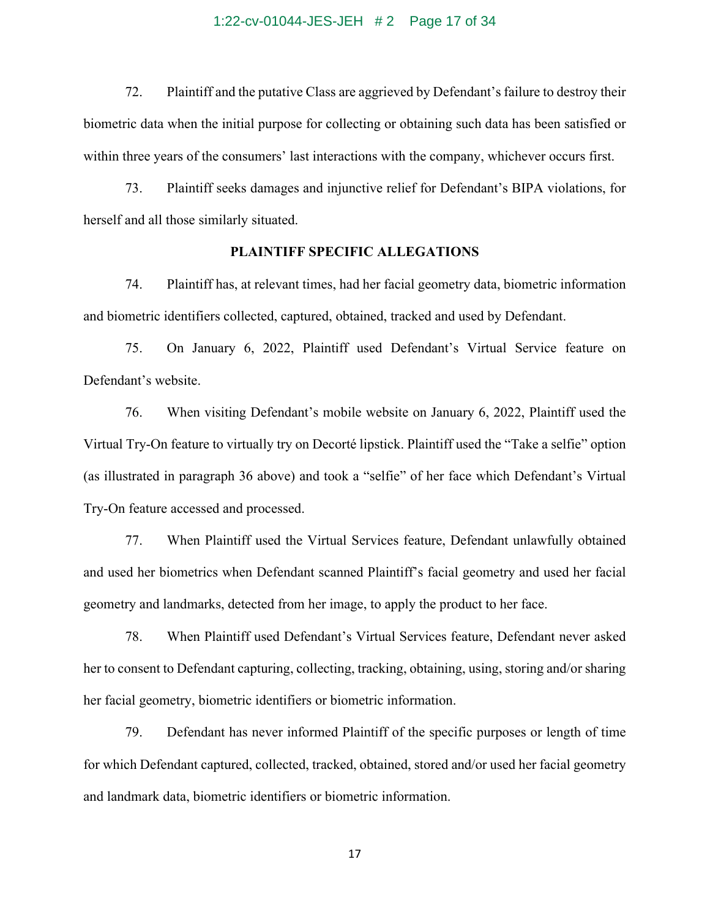72. Plaintiff and the putative Class are aggrieved by Defendant's failure to destroy their biometric data when the initial purpose for collecting or obtaining such data has been satisfied or within three years of the consumers' last interactions with the company, whichever occurs first.

73. Plaintiff seeks damages and injunctive relief for Defendant's BIPA violations, for herself and all those similarly situated.

**PLAINTIFF SPECIFIC ALLEGATIONS**

74. Plaintiff has, at relevant times, had her facial geometry data, biometric information and biometric identifiers collected, captured, obtained, tracked and used by Defendant.

75. On January 6, 2022, Plaintiff used Defendant's Virtual Service feature on Defendant's website.

76. When visiting Defendant's mobile website on January 6, 2022, Plaintiff used the Virtual Try-On feature to virtually try on Decorté lipstick. Plaintiff used the "Take a selfie" option (as illustrated in paragraph 36 above) and took a "selfie" of her face which Defendant's Virtual Try-On feature accessed and processed.

77. When Plaintiff used the Virtual Services feature, Defendant unlawfully obtained and used her biometrics when Defendant scanned Plaintiff's facial geometry and used her facial geometry and landmarks, detected from her image, to apply the product to her face.

78. When Plaintiff used Defendant's Virtual Services feature, Defendant never asked her to consent to Defendant capturing, collecting, tracking, obtaining, using, storing and/or sharing her facial geometry, biometric identifiers or biometric information.

79. Defendant has never informed Plaintiff of the specific purposes or length of time for which Defendant captured, collected, tracked, obtained, stored and/or used her facial geometry and landmark data, biometric identifiers or biometric information.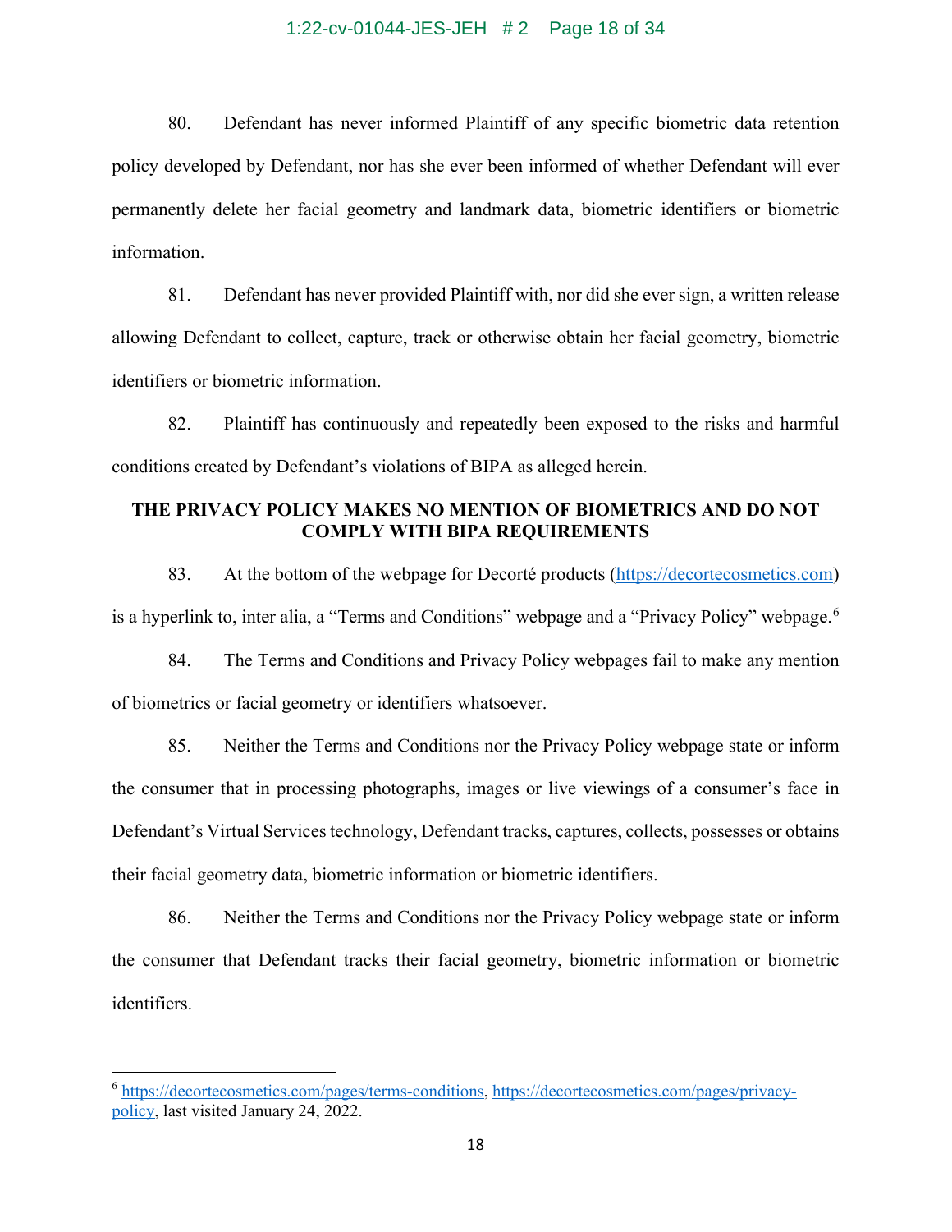80. Defendant has never informed Plaintiff of any specific biometric data retention policy developed by Defendant, nor has she ever been informed of whether Defendant will ever permanently delete her facial geometry and landmark data, biometric identifiers or biometric information.

81. Defendant has never provided Plaintiff with, nor did she ever sign, a written release allowing Defendant to collect, capture, track or otherwise obtain her facial geometry, biometric identifiers or biometric information.

82. Plaintiff has continuously and repeatedly been exposed to the risks and harmful conditions created by Defendant's violations of BIPA as alleged herein.

**THE PRIVACY POLICY MAKES NO MENTION OF BIOMETRICS AND DO NOT COMPLY WITH BIPA REQUIREMENTS**

83. At the bottom of the webpage for Decorté products (https://decortecosmetics.com) is a hyperlink to, inter alia, a "Terms and Conditions" webpage and a "Privacy Policy" webpage.[6]

84. The Terms and Conditions and Privacy Policy webpages fail to make any mention of biometrics or facial geometry or identifiers whatsoever.

85. Neither the Terms and Conditions nor the Privacy Policy webpage state or inform the consumer that in processing photographs, images or live viewings of a consumer's face in Defendant's Virtual Services technology, Defendant tracks, captures, collects, possesses or obtains their facial geometry data, biometric information or biometric identifiers.

86. Neither the Terms and Conditions nor the Privacy Policy webpage state or inform the consumer that Defendant tracks their facial geometry, biometric information or biometric identifiers.

---

[6] https://decortecosmetics.com/pages/terms-conditions, https://decortecosmetics.com/pages/privacy-policy, last visited January 24, 2022.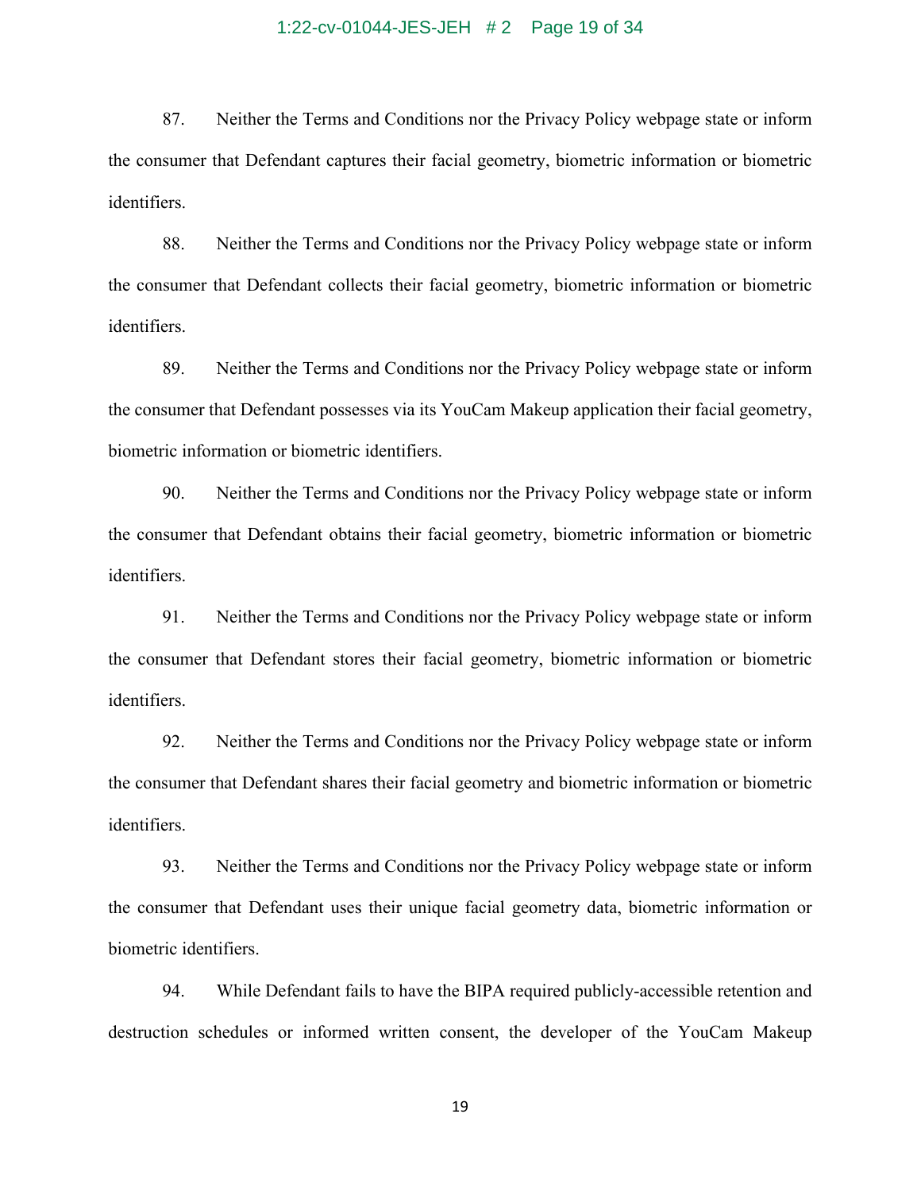87. Neither the Terms and Conditions nor the Privacy Policy webpage state or inform the consumer that Defendant captures their facial geometry, biometric information or biometric identifiers.

88. Neither the Terms and Conditions nor the Privacy Policy webpage state or inform the consumer that Defendant collects their facial geometry, biometric information or biometric identifiers.

89. Neither the Terms and Conditions nor the Privacy Policy webpage state or inform the consumer that Defendant possesses via its YouCam Makeup application their facial geometry, biometric information or biometric identifiers.

90. Neither the Terms and Conditions nor the Privacy Policy webpage state or inform the consumer that Defendant obtains their facial geometry, biometric information or biometric identifiers.

91. Neither the Terms and Conditions nor the Privacy Policy webpage state or inform the consumer that Defendant stores their facial geometry, biometric information or biometric identifiers.

92. Neither the Terms and Conditions nor the Privacy Policy webpage state or inform the consumer that Defendant shares their facial geometry and biometric information or biometric identifiers.

93. Neither the Terms and Conditions nor the Privacy Policy webpage state or inform the consumer that Defendant uses their unique facial geometry data, biometric information or biometric identifiers.

94. While Defendant fails to have the BIPA required publicly-accessible retention and destruction schedules or informed written consent, the developer of the YouCam Makeup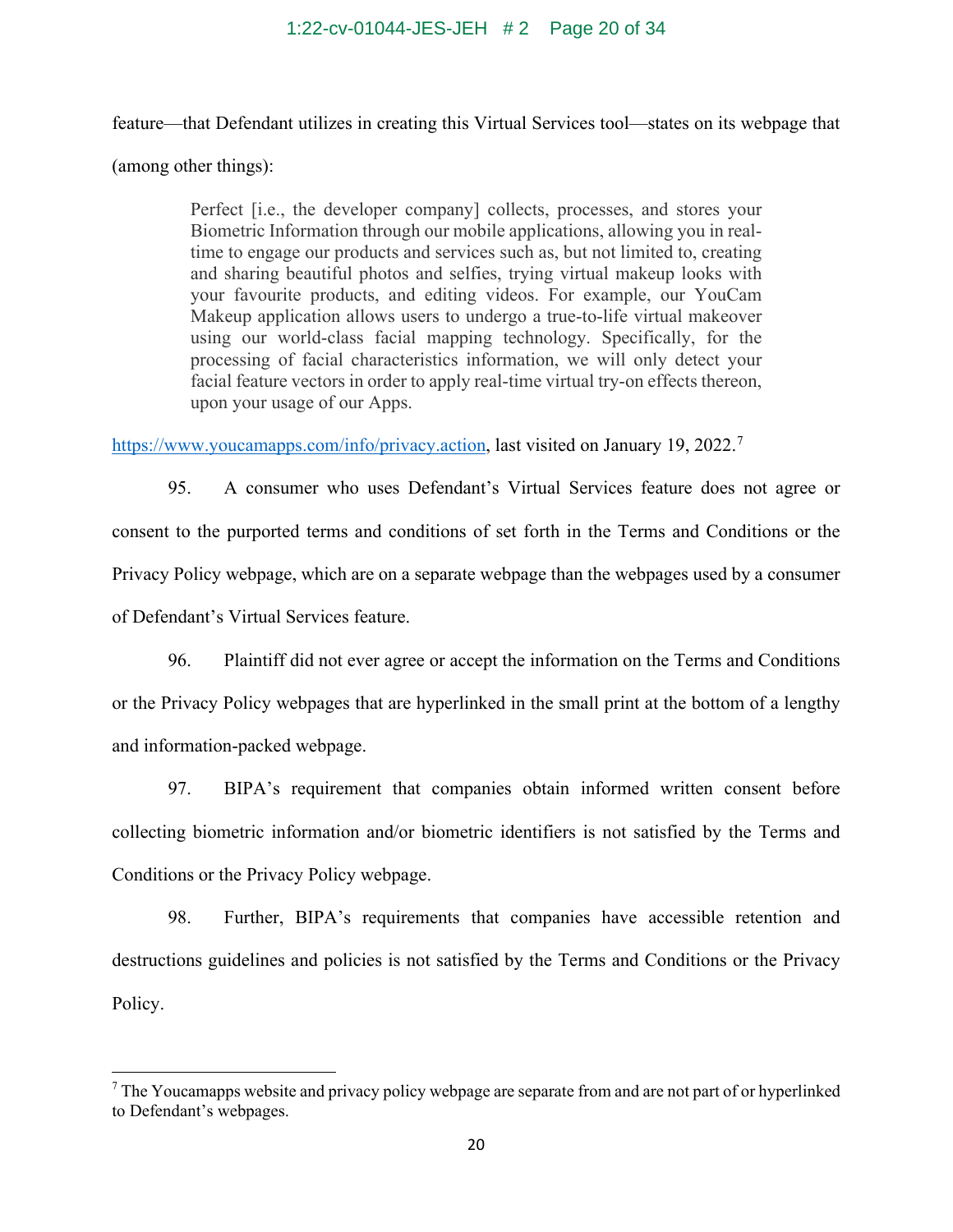feature—that Defendant utilizes in creating this Virtual Services tool—states on its webpage that (among other things):

> Perfect [i.e., the developer company] collects, processes, and stores your Biometric Information through our mobile applications, allowing you in real-time to engage our products and services such as, but not limited to, creating and sharing beautiful photos and selfies, trying virtual makeup looks with your favourite products, and editing videos. For example, our YouCam Makeup application allows users to undergo a true-to-life virtual makeover using our world-class facial mapping technology. Specifically, for the processing of facial characteristics information, we will only detect your facial feature vectors in order to apply real-time virtual try-on effects thereon, upon your usage of our Apps.

https://www.youcamapps.com/info/privacy.action, last visited on January 19, 2022.[7]

95. A consumer who uses Defendant's Virtual Services feature does not agree or consent to the purported terms and conditions of set forth in the Terms and Conditions or the Privacy Policy webpage, which are on a separate webpage than the webpages used by a consumer of Defendant's Virtual Services feature.

96. Plaintiff did not ever agree or accept the information on the Terms and Conditions or the Privacy Policy webpages that are hyperlinked in the small print at the bottom of a lengthy and information-packed webpage.

97. BIPA's requirement that companies obtain informed written consent before collecting biometric information and/or biometric identifiers is not satisfied by the Terms and Conditions or the Privacy Policy webpage.

98. Further, BIPA's requirements that companies have accessible retention and destructions guidelines and policies is not satisfied by the Terms and Conditions or the Privacy Policy.

---

[7] The Youcamapps website and privacy policy webpage are separate from and are not part of or hyperlinked to Defendant's webpages.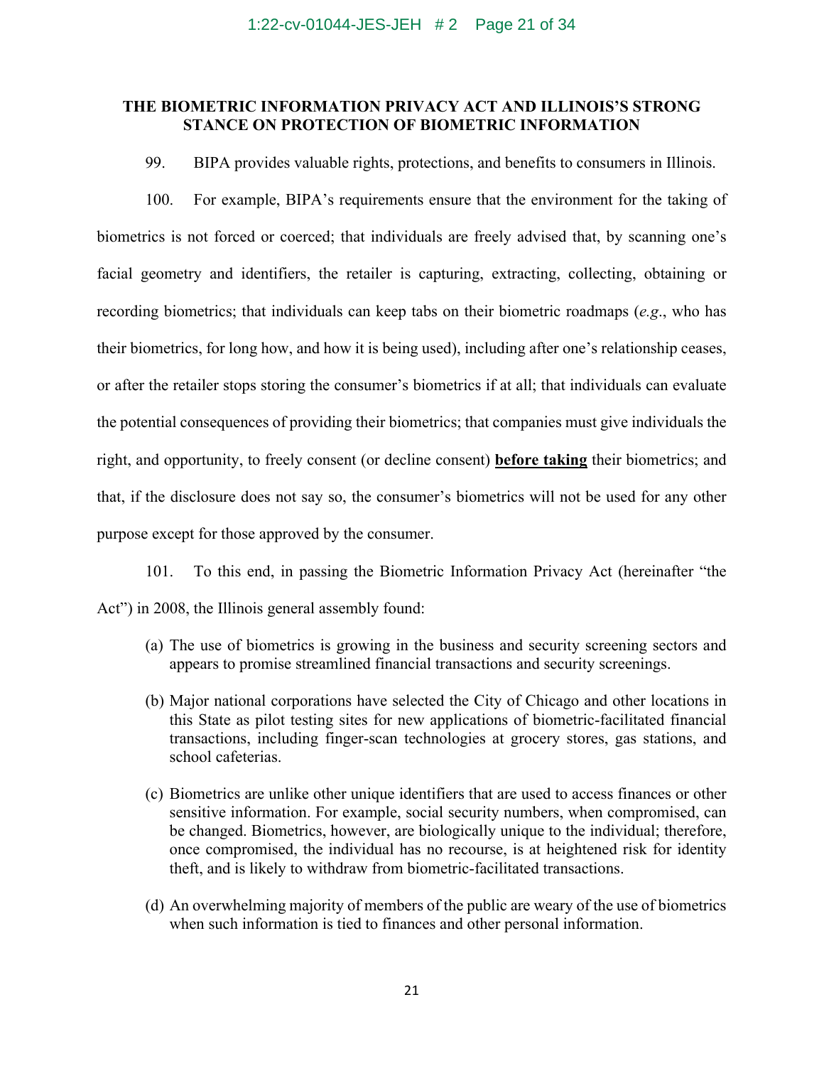## THE BIOMETRIC INFORMATION PRIVACY ACT AND ILLINOIS'S STRONG STANCE ON PROTECTION OF BIOMETRIC INFORMATION

99. BIPA provides valuable rights, protections, and benefits to consumers in Illinois.

100. For example, BIPA's requirements ensure that the environment for the taking of biometrics is not forced or coerced; that individuals are freely advised that, by scanning one's facial geometry and identifiers, the retailer is capturing, extracting, collecting, obtaining or recording biometrics; that individuals can keep tabs on their biometric roadmaps (*e.g*., who has their biometrics, for long how, and how it is being used), including after one's relationship ceases, or after the retailer stops storing the consumer's biometrics if at all; that individuals can evaluate the potential consequences of providing their biometrics; that companies must give individuals the right, and opportunity, to freely consent (or decline consent) **<u>before taking</u>** their biometrics; and that, if the disclosure does not say so, the consumer's biometrics will not be used for any other purpose except for those approved by the consumer.

101. To this end, in passing the Biometric Information Privacy Act (hereinafter "the Act") in 2008, the Illinois general assembly found:

(a) The use of biometrics is growing in the business and security screening sectors and appears to promise streamlined financial transactions and security screenings.

(b) Major national corporations have selected the City of Chicago and other locations in this State as pilot testing sites for new applications of biometric-facilitated financial transactions, including finger-scan technologies at grocery stores, gas stations, and school cafeterias.

(c) Biometrics are unlike other unique identifiers that are used to access finances or other sensitive information. For example, social security numbers, when compromised, can be changed. Biometrics, however, are biologically unique to the individual; therefore, once compromised, the individual has no recourse, is at heightened risk for identity theft, and is likely to withdraw from biometric-facilitated transactions.

(d) An overwhelming majority of members of the public are weary of the use of biometrics when such information is tied to finances and other personal information.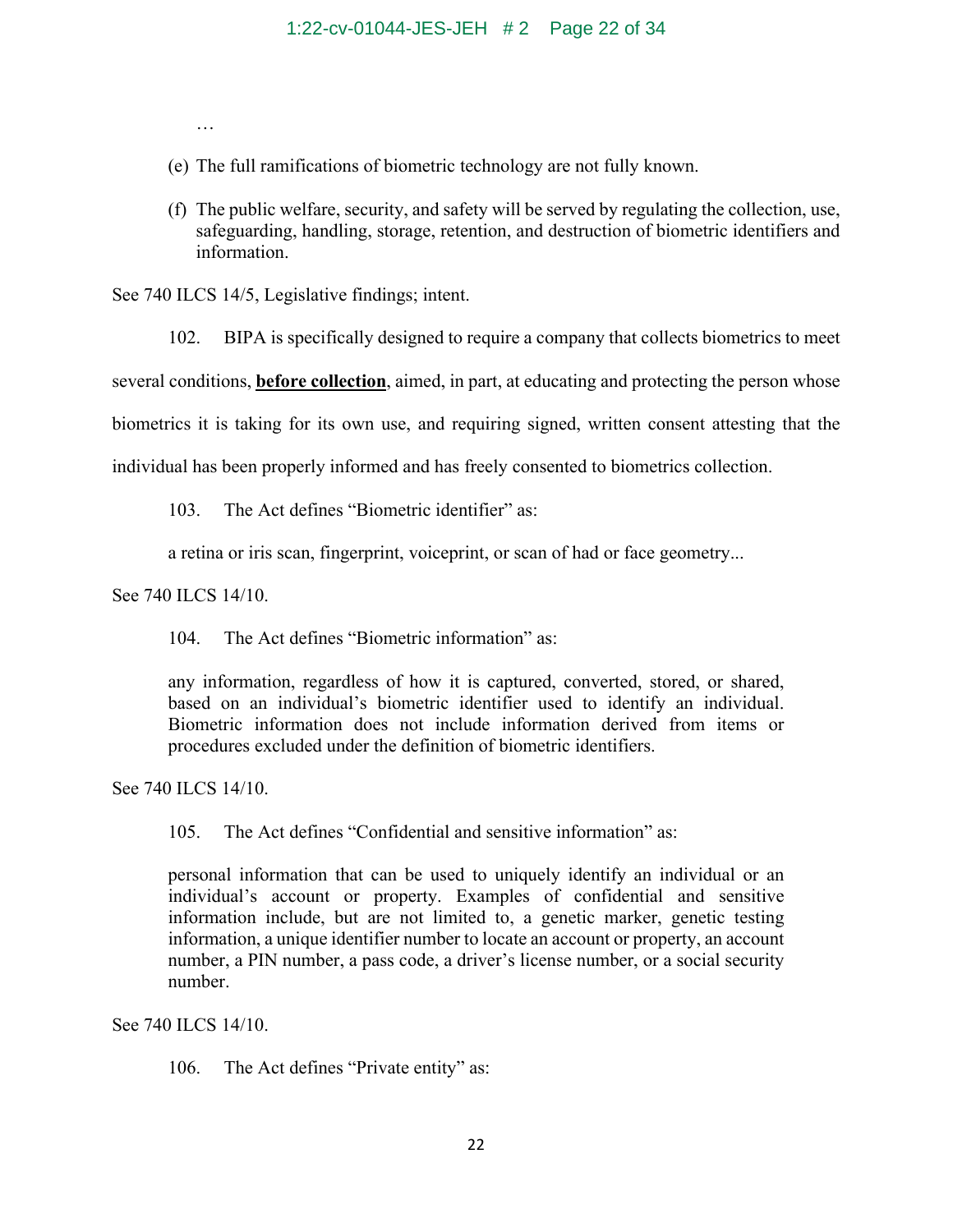…

(e) The full ramifications of biometric technology are not fully known.

(f) The public welfare, security, and safety will be served by regulating the collection, use, safeguarding, handling, storage, retention, and destruction of biometric identifiers and information.

See 740 ILCS 14/5, Legislative findings; intent.

102. BIPA is specifically designed to require a company that collects biometrics to meet several conditions, **<u>before collection</u>**, aimed, in part, at educating and protecting the person whose biometrics it is taking for its own use, and requiring signed, written consent attesting that the individual has been properly informed and has freely consented to biometrics collection.

103. The Act defines "Biometric identifier" as:

> a retina or iris scan, fingerprint, voiceprint, or scan of had or face geometry...

See 740 ILCS 14/10.

104. The Act defines "Biometric information" as:

> any information, regardless of how it is captured, converted, stored, or shared, based on an individual's biometric identifier used to identify an individual. Biometric information does not include information derived from items or procedures excluded under the definition of biometric identifiers.

See 740 ILCS 14/10.

105. The Act defines "Confidential and sensitive information" as:

> personal information that can be used to uniquely identify an individual or an individual's account or property. Examples of confidential and sensitive information include, but are not limited to, a genetic marker, genetic testing information, a unique identifier number to locate an account or property, an account number, a PIN number, a pass code, a driver's license number, or a social security number.

See 740 ILCS 14/10.

106. The Act defines "Private entity" as: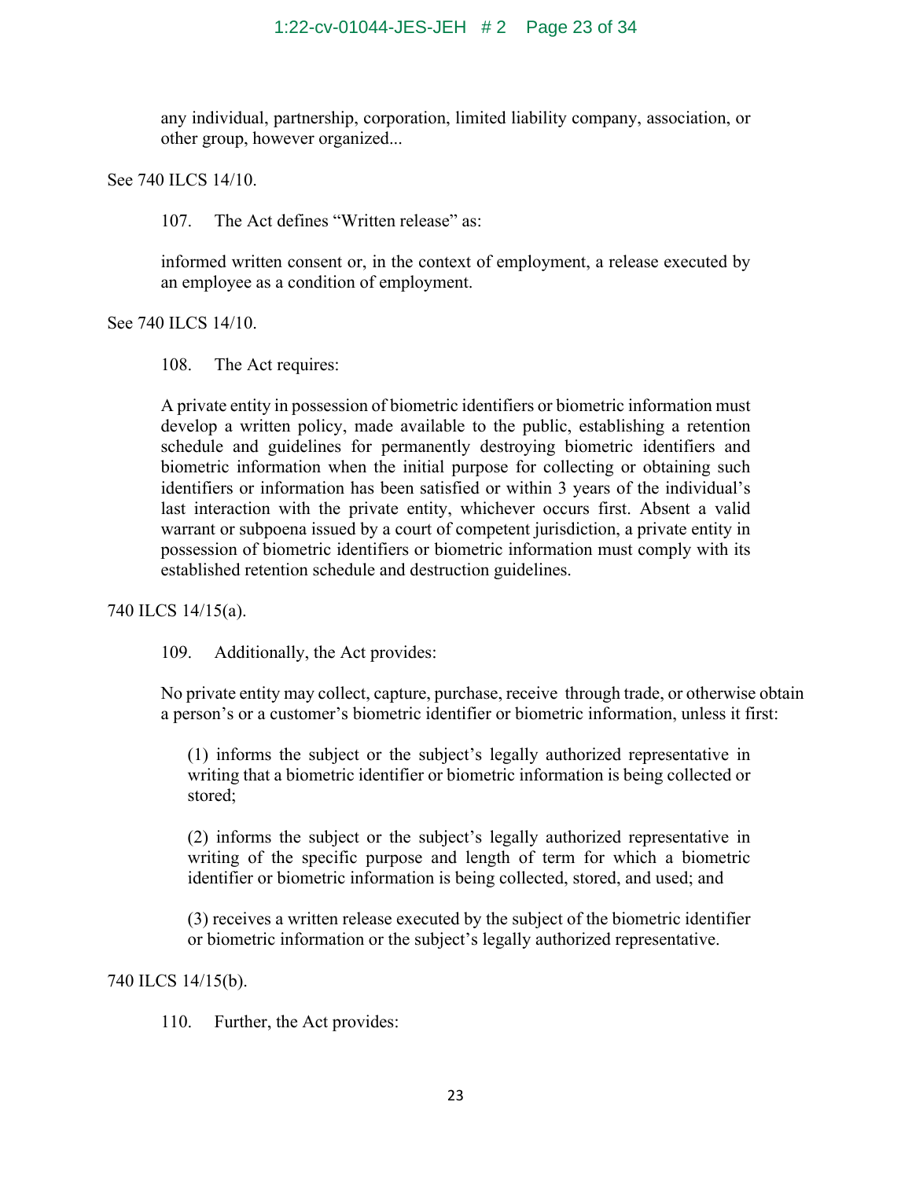> any individual, partnership, corporation, limited liability company, association, or other group, however organized...

See 740 ILCS 14/10.

107. The Act defines "Written release" as:

> informed written consent or, in the context of employment, a release executed by an employee as a condition of employment.

See 740 ILCS 14/10.

108. The Act requires:

> A private entity in possession of biometric identifiers or biometric information must develop a written policy, made available to the public, establishing a retention schedule and guidelines for permanently destroying biometric identifiers and biometric information when the initial purpose for collecting or obtaining such identifiers or information has been satisfied or within 3 years of the individual's last interaction with the private entity, whichever occurs first. Absent a valid warrant or subpoena issued by a court of competent jurisdiction, a private entity in possession of biometric identifiers or biometric information must comply with its established retention schedule and destruction guidelines.

740 ILCS 14/15(a).

109. Additionally, the Act provides:

> No private entity may collect, capture, purchase, receive through trade, or otherwise obtain a person's or a customer's biometric identifier or biometric information, unless it first:
>
> (1) informs the subject or the subject's legally authorized representative in writing that a biometric identifier or biometric information is being collected or stored;
>
> (2) informs the subject or the subject's legally authorized representative in writing of the specific purpose and length of term for which a biometric identifier or biometric information is being collected, stored, and used; and
>
> (3) receives a written release executed by the subject of the biometric identifier or biometric information or the subject's legally authorized representative.

740 ILCS 14/15(b).

110. Further, the Act provides: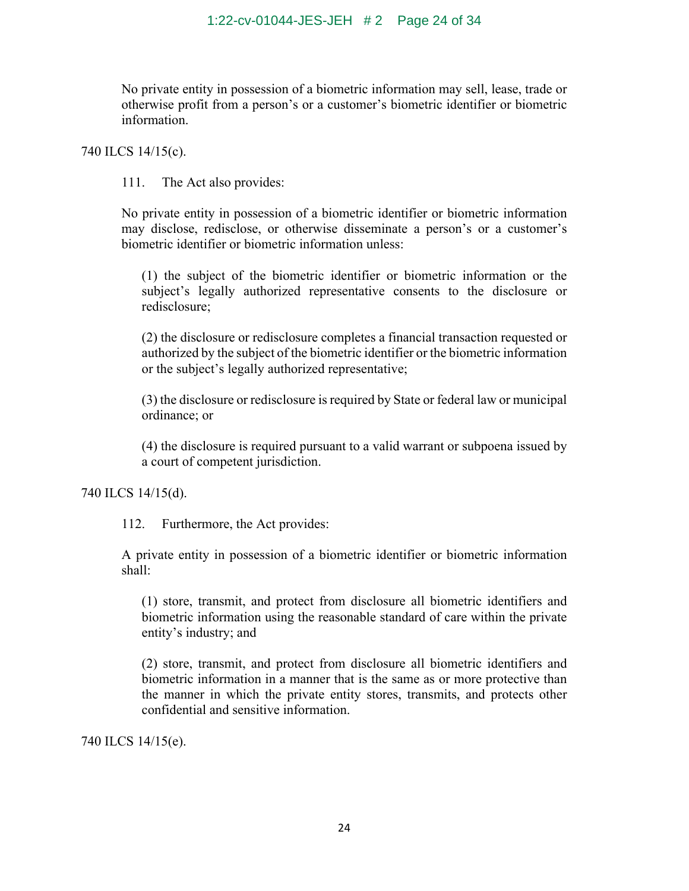> No private entity in possession of a biometric information may sell, lease, trade or otherwise profit from a person's or a customer's biometric identifier or biometric information.

740 ILCS 14/15(c).

111. The Act also provides:

> No private entity in possession of a biometric identifier or biometric information may disclose, redisclose, or otherwise disseminate a person's or a customer's biometric identifier or biometric information unless:
>
> (1) the subject of the biometric identifier or biometric information or the subject's legally authorized representative consents to the disclosure or redisclosure;
>
> (2) the disclosure or redisclosure completes a financial transaction requested or authorized by the subject of the biometric identifier or the biometric information or the subject's legally authorized representative;
>
> (3) the disclosure or redisclosure is required by State or federal law or municipal ordinance; or
>
> (4) the disclosure is required pursuant to a valid warrant or subpoena issued by a court of competent jurisdiction.

740 ILCS 14/15(d).

112. Furthermore, the Act provides:

> A private entity in possession of a biometric identifier or biometric information shall:
>
> (1) store, transmit, and protect from disclosure all biometric identifiers and biometric information using the reasonable standard of care within the private entity's industry; and
>
> (2) store, transmit, and protect from disclosure all biometric identifiers and biometric information in a manner that is the same as or more protective than the manner in which the private entity stores, transmits, and protects other confidential and sensitive information.

740 ILCS 14/15(e).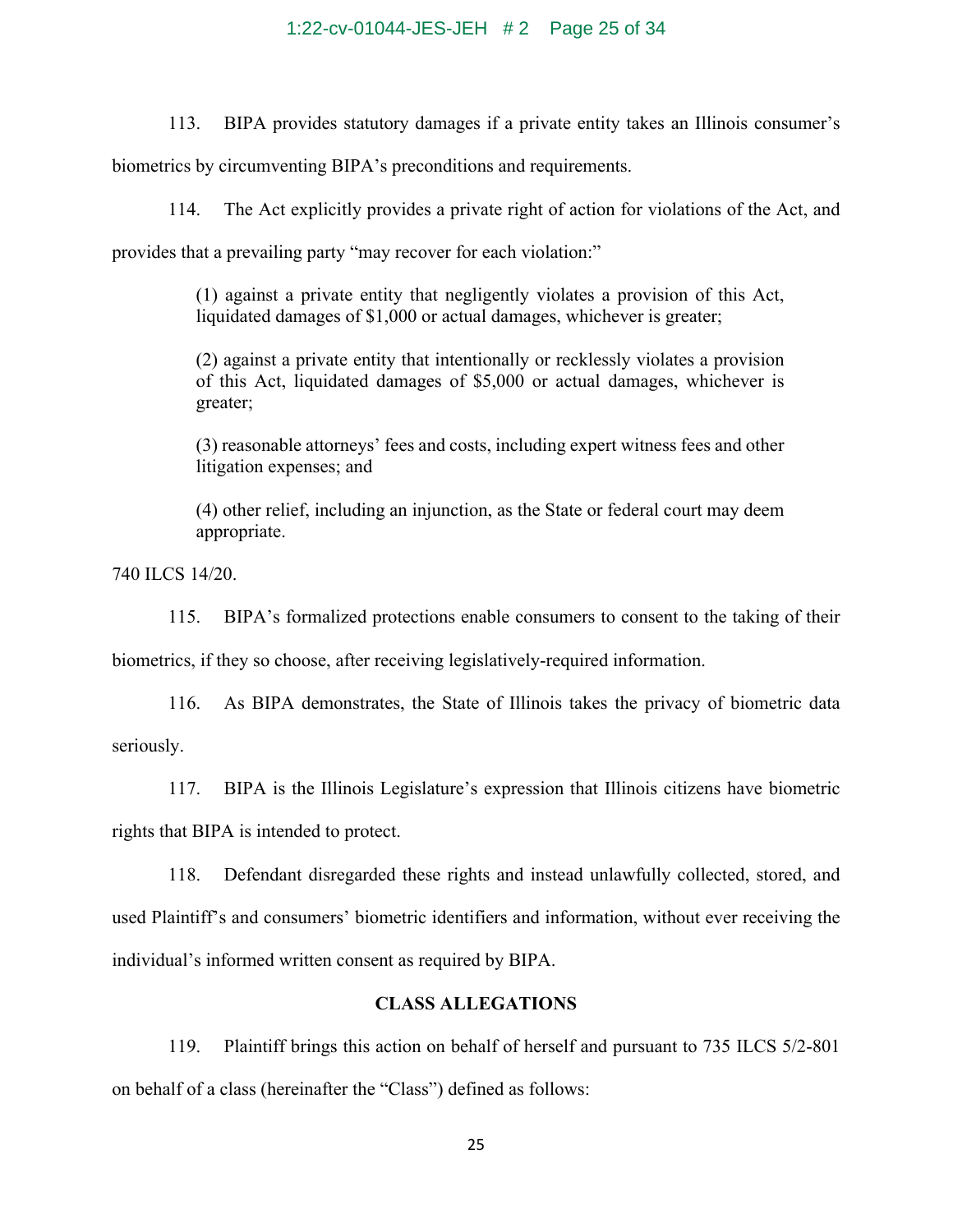113. BIPA provides statutory damages if a private entity takes an Illinois consumer's biometrics by circumventing BIPA's preconditions and requirements.

114. The Act explicitly provides a private right of action for violations of the Act, and provides that a prevailing party "may recover for each violation:"

> (1) against a private entity that negligently violates a provision of this Act, liquidated damages of $1,000 or actual damages, whichever is greater;
>
> (2) against a private entity that intentionally or recklessly violates a provision of this Act, liquidated damages of $5,000 or actual damages, whichever is greater;
>
> (3) reasonable attorneys' fees and costs, including expert witness fees and other litigation expenses; and
>
> (4) other relief, including an injunction, as the State or federal court may deem appropriate.

740 ILCS 14/20.

115. BIPA's formalized protections enable consumers to consent to the taking of their biometrics, if they so choose, after receiving legislatively-required information.

116. As BIPA demonstrates, the State of Illinois takes the privacy of biometric data seriously.

117. BIPA is the Illinois Legislature's expression that Illinois citizens have biometric rights that BIPA is intended to protect.

118. Defendant disregarded these rights and instead unlawfully collected, stored, and used Plaintiff's and consumers' biometric identifiers and information, without ever receiving the individual's informed written consent as required by BIPA.

## CLASS ALLEGATIONS

119. Plaintiff brings this action on behalf of herself and pursuant to 735 ILCS 5/2-801 on behalf of a class (hereinafter the "Class") defined as follows: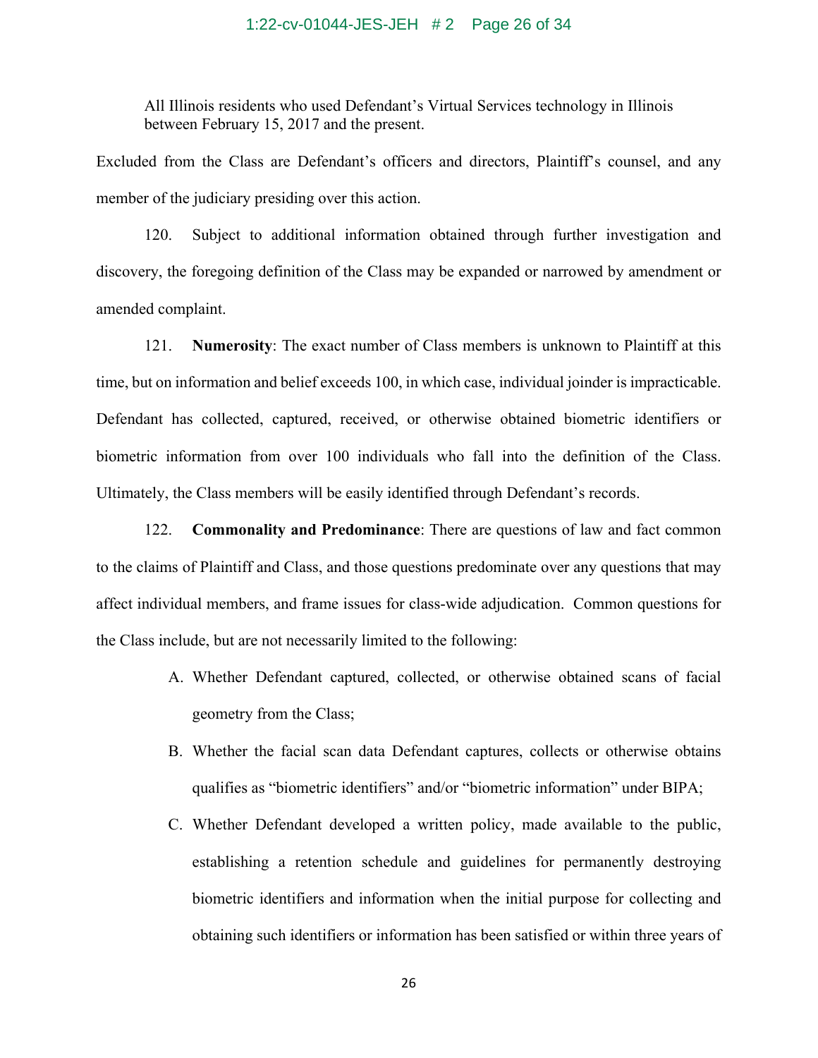> All Illinois residents who used Defendant's Virtual Services technology in Illinois between February 15, 2017 and the present.

Excluded from the Class are Defendant's officers and directors, Plaintiff's counsel, and any member of the judiciary presiding over this action.

120. Subject to additional information obtained through further investigation and discovery, the foregoing definition of the Class may be expanded or narrowed by amendment or amended complaint.

121. **Numerosity**: The exact number of Class members is unknown to Plaintiff at this time, but on information and belief exceeds 100, in which case, individual joinder is impracticable. Defendant has collected, captured, received, or otherwise obtained biometric identifiers or biometric information from over 100 individuals who fall into the definition of the Class. Ultimately, the Class members will be easily identified through Defendant's records.

122. **Commonality and Predominance**: There are questions of law and fact common to the claims of Plaintiff and Class, and those questions predominate over any questions that may affect individual members, and frame issues for class-wide adjudication. Common questions for the Class include, but are not necessarily limited to the following:

A. Whether Defendant captured, collected, or otherwise obtained scans of facial geometry from the Class;

B. Whether the facial scan data Defendant captures, collects or otherwise obtains qualifies as "biometric identifiers" and/or "biometric information" under BIPA;

C. Whether Defendant developed a written policy, made available to the public, establishing a retention schedule and guidelines for permanently destroying biometric identifiers and information when the initial purpose for collecting and obtaining such identifiers or information has been satisfied or within three years of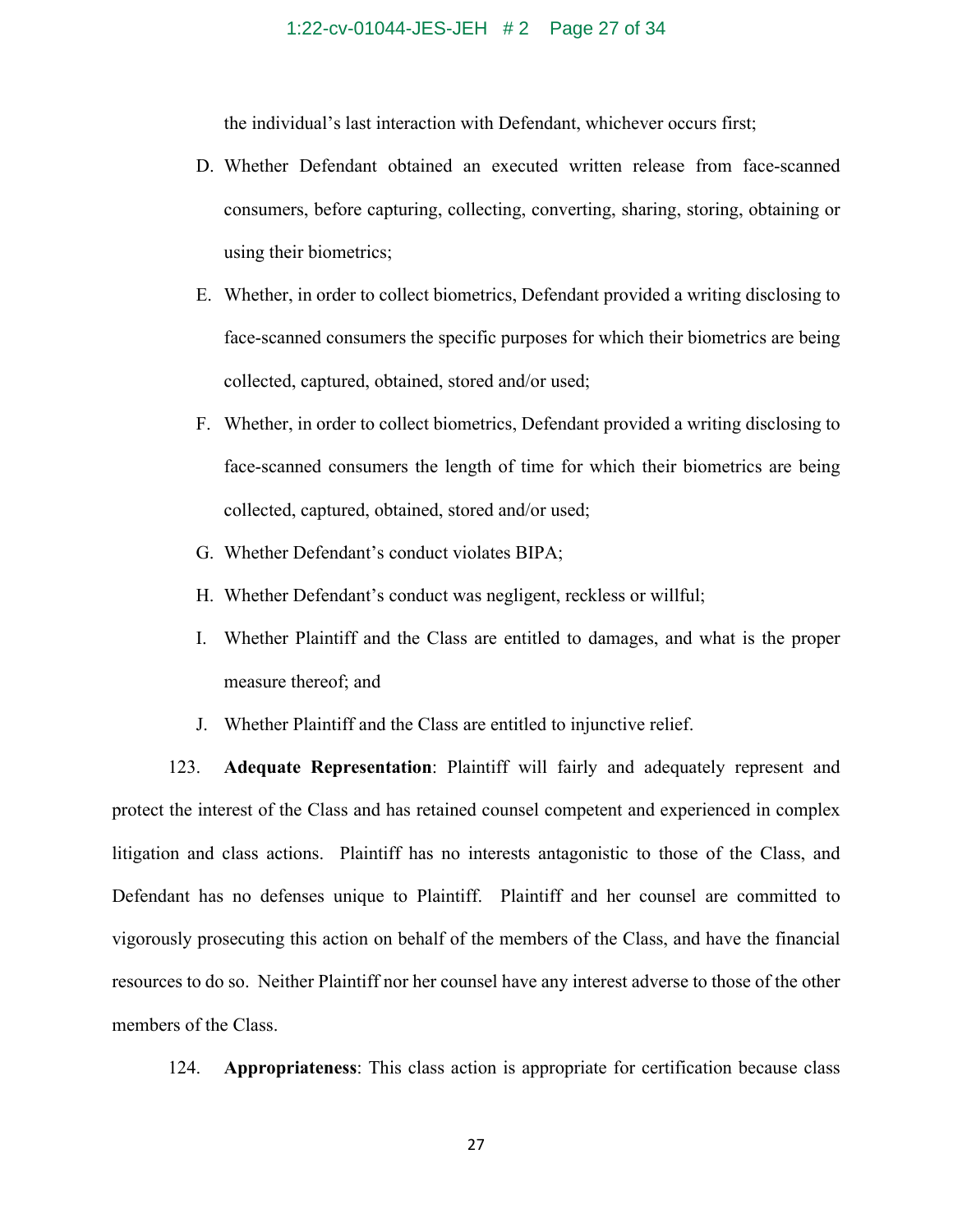the individual's last interaction with Defendant, whichever occurs first;

D. Whether Defendant obtained an executed written release from face-scanned consumers, before capturing, collecting, converting, sharing, storing, obtaining or using their biometrics;

E. Whether, in order to collect biometrics, Defendant provided a writing disclosing to face-scanned consumers the specific purposes for which their biometrics are being collected, captured, obtained, stored and/or used;

F. Whether, in order to collect biometrics, Defendant provided a writing disclosing to face-scanned consumers the length of time for which their biometrics are being collected, captured, obtained, stored and/or used;

G. Whether Defendant's conduct violates BIPA;

H. Whether Defendant's conduct was negligent, reckless or willful;

I. Whether Plaintiff and the Class are entitled to damages, and what is the proper measure thereof; and

J. Whether Plaintiff and the Class are entitled to injunctive relief.

123. **Adequate Representation**: Plaintiff will fairly and adequately represent and protect the interest of the Class and has retained counsel competent and experienced in complex litigation and class actions. Plaintiff has no interests antagonistic to those of the Class, and Defendant has no defenses unique to Plaintiff. Plaintiff and her counsel are committed to vigorously prosecuting this action on behalf of the members of the Class, and have the financial resources to do so. Neither Plaintiff nor her counsel have any interest adverse to those of the other members of the Class.

124. **Appropriateness**: This class action is appropriate for certification because class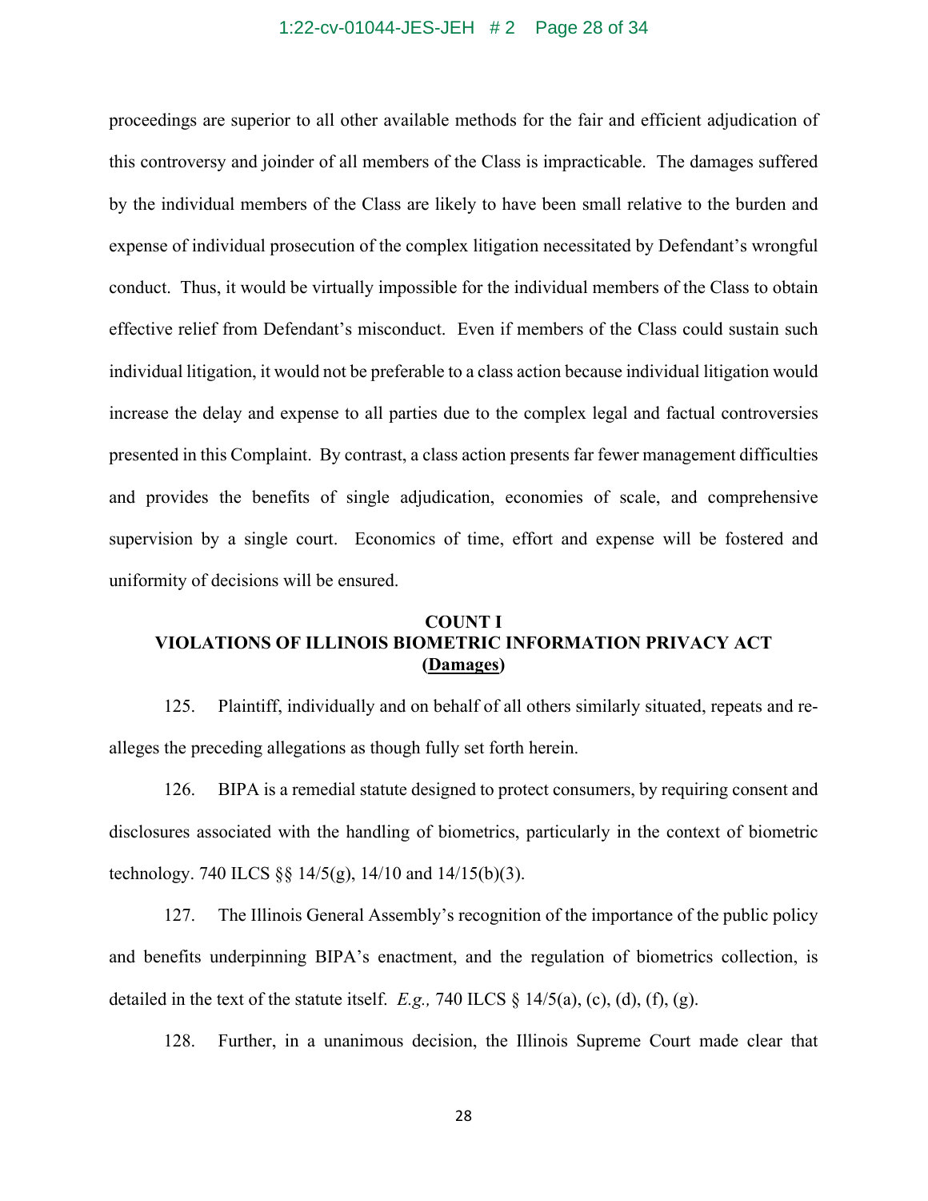proceedings are superior to all other available methods for the fair and efficient adjudication of this controversy and joinder of all members of the Class is impracticable. The damages suffered by the individual members of the Class are likely to have been small relative to the burden and expense of individual prosecution of the complex litigation necessitated by Defendant's wrongful conduct. Thus, it would be virtually impossible for the individual members of the Class to obtain effective relief from Defendant's misconduct. Even if members of the Class could sustain such individual litigation, it would not be preferable to a class action because individual litigation would increase the delay and expense to all parties due to the complex legal and factual controversies presented in this Complaint. By contrast, a class action presents far fewer management difficulties and provides the benefits of single adjudication, economies of scale, and comprehensive supervision by a single court. Economics of time, effort and expense will be fostered and uniformity of decisions will be ensured.

**COUNT I**
**VIOLATIONS OF ILLINOIS BIOMETRIC INFORMATION PRIVACY ACT**
**(<u>Damages</u>)**

125. Plaintiff, individually and on behalf of all others similarly situated, repeats and re-alleges the preceding allegations as though fully set forth herein.

126. BIPA is a remedial statute designed to protect consumers, by requiring consent and disclosures associated with the handling of biometrics, particularly in the context of biometric technology. 740 ILCS §§ 14/5(g), 14/10 and 14/15(b)(3).

127. The Illinois General Assembly's recognition of the importance of the public policy and benefits underpinning BIPA's enactment, and the regulation of biometrics collection, is detailed in the text of the statute itself. *E.g.,* 740 ILCS § 14/5(a), (c), (d), (f), (g).

128. Further, in a unanimous decision, the Illinois Supreme Court made clear that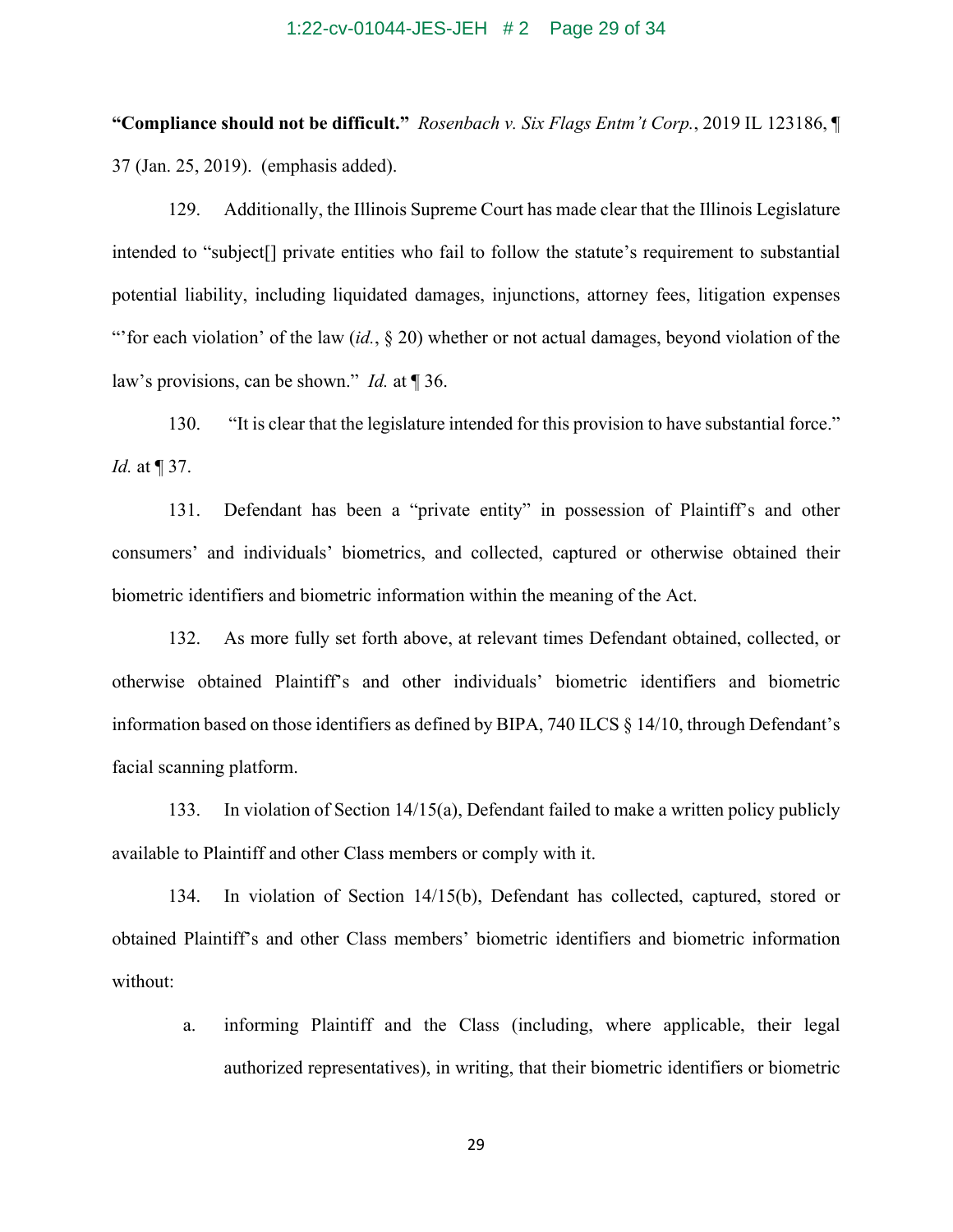**"Compliance should not be difficult."** *Rosenbach v. Six Flags Entm't Corp.*, 2019 IL 123186, ¶ 37 (Jan. 25, 2019). (emphasis added).

129. Additionally, the Illinois Supreme Court has made clear that the Illinois Legislature intended to "subject[] private entities who fail to follow the statute's requirement to substantial potential liability, including liquidated damages, injunctions, attorney fees, litigation expenses "'for each violation' of the law (*id.*, § 20) whether or not actual damages, beyond violation of the law's provisions, can be shown." *Id.* at ¶ 36.

130. "It is clear that the legislature intended for this provision to have substantial force." *Id.* at ¶ 37.

131. Defendant has been a "private entity" in possession of Plaintiff's and other consumers' and individuals' biometrics, and collected, captured or otherwise obtained their biometric identifiers and biometric information within the meaning of the Act.

132. As more fully set forth above, at relevant times Defendant obtained, collected, or otherwise obtained Plaintiff's and other individuals' biometric identifiers and biometric information based on those identifiers as defined by BIPA, 740 ILCS § 14/10, through Defendant's facial scanning platform.

133. In violation of Section 14/15(a), Defendant failed to make a written policy publicly available to Plaintiff and other Class members or comply with it.

134. In violation of Section 14/15(b), Defendant has collected, captured, stored or obtained Plaintiff's and other Class members' biometric identifiers and biometric information without:

a. informing Plaintiff and the Class (including, where applicable, their legal authorized representatives), in writing, that their biometric identifiers or biometric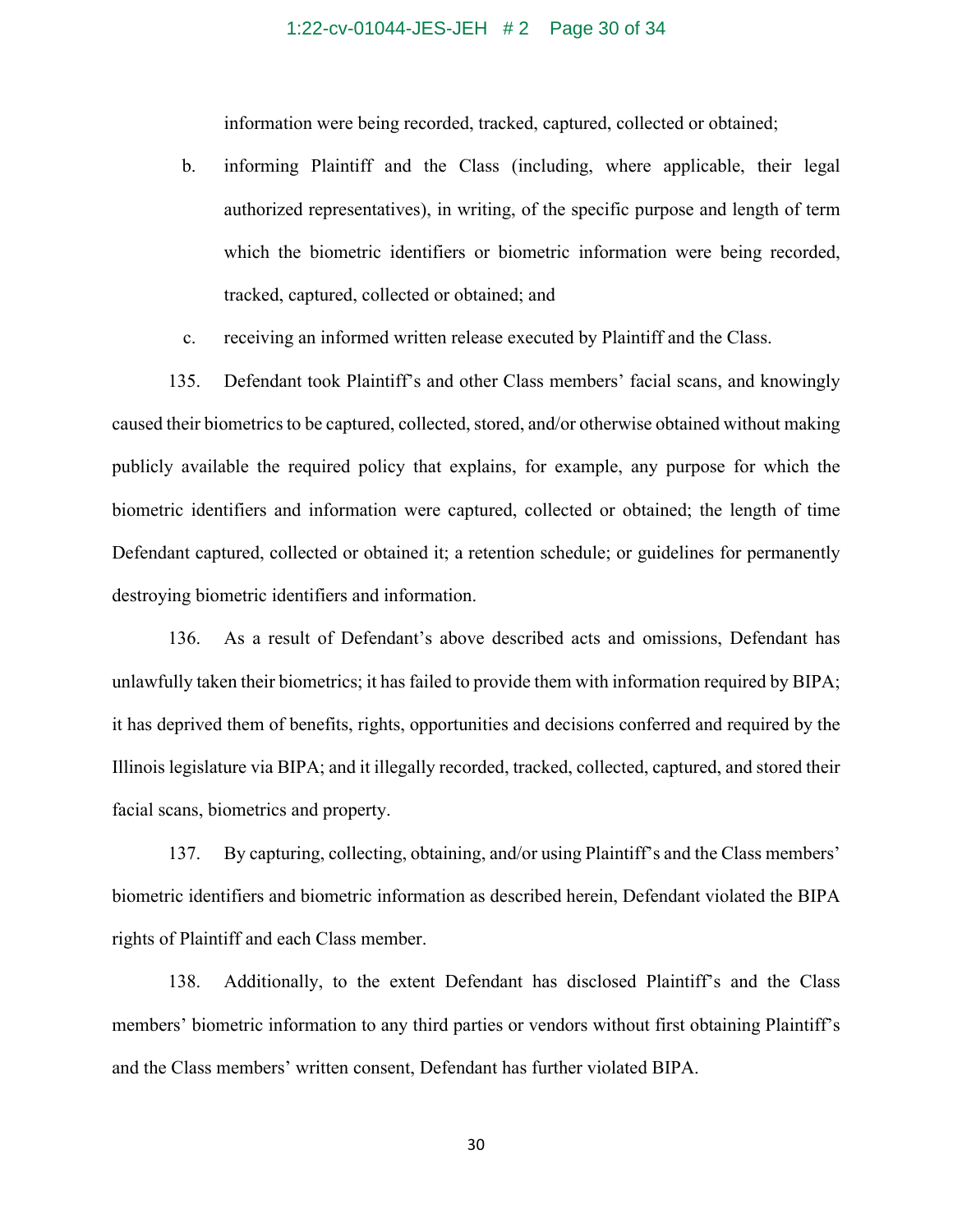information were being recorded, tracked, captured, collected or obtained;

b. informing Plaintiff and the Class (including, where applicable, their legal authorized representatives), in writing, of the specific purpose and length of term which the biometric identifiers or biometric information were being recorded, tracked, captured, collected or obtained; and

c. receiving an informed written release executed by Plaintiff and the Class.

135. Defendant took Plaintiff's and other Class members' facial scans, and knowingly caused their biometrics to be captured, collected, stored, and/or otherwise obtained without making publicly available the required policy that explains, for example, any purpose for which the biometric identifiers and information were captured, collected or obtained; the length of time Defendant captured, collected or obtained it; a retention schedule; or guidelines for permanently destroying biometric identifiers and information.

136. As a result of Defendant's above described acts and omissions, Defendant has unlawfully taken their biometrics; it has failed to provide them with information required by BIPA; it has deprived them of benefits, rights, opportunities and decisions conferred and required by the Illinois legislature via BIPA; and it illegally recorded, tracked, collected, captured, and stored their facial scans, biometrics and property.

137. By capturing, collecting, obtaining, and/or using Plaintiff's and the Class members' biometric identifiers and biometric information as described herein, Defendant violated the BIPA rights of Plaintiff and each Class member.

138. Additionally, to the extent Defendant has disclosed Plaintiff's and the Class members' biometric information to any third parties or vendors without first obtaining Plaintiff's and the Class members' written consent, Defendant has further violated BIPA.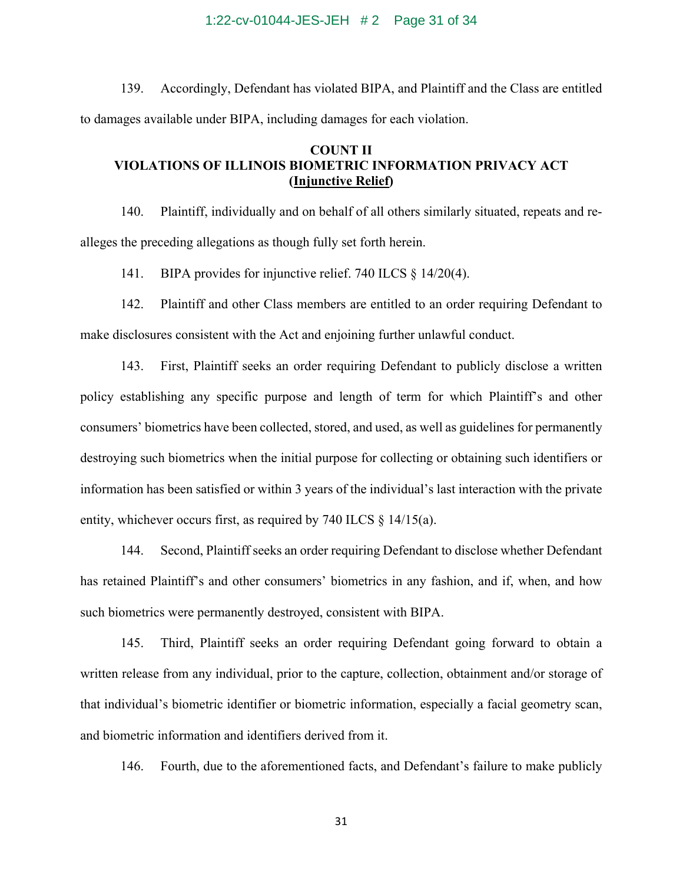139. Accordingly, Defendant has violated BIPA, and Plaintiff and the Class are entitled to damages available under BIPA, including damages for each violation.

## COUNT II
## VIOLATIONS OF ILLINOIS BIOMETRIC INFORMATION PRIVACY ACT
## (Injunctive Relief)

140. Plaintiff, individually and on behalf of all others similarly situated, repeats and re-alleges the preceding allegations as though fully set forth herein.

141. BIPA provides for injunctive relief. 740 ILCS § 14/20(4).

142. Plaintiff and other Class members are entitled to an order requiring Defendant to make disclosures consistent with the Act and enjoining further unlawful conduct.

143. First, Plaintiff seeks an order requiring Defendant to publicly disclose a written policy establishing any specific purpose and length of term for which Plaintiff's and other consumers' biometrics have been collected, stored, and used, as well as guidelines for permanently destroying such biometrics when the initial purpose for collecting or obtaining such identifiers or information has been satisfied or within 3 years of the individual's last interaction with the private entity, whichever occurs first, as required by 740 ILCS § 14/15(a).

144. Second, Plaintiff seeks an order requiring Defendant to disclose whether Defendant has retained Plaintiff's and other consumers' biometrics in any fashion, and if, when, and how such biometrics were permanently destroyed, consistent with BIPA.

145. Third, Plaintiff seeks an order requiring Defendant going forward to obtain a written release from any individual, prior to the capture, collection, obtainment and/or storage of that individual's biometric identifier or biometric information, especially a facial geometry scan, and biometric information and identifiers derived from it.

146. Fourth, due to the aforementioned facts, and Defendant's failure to make publicly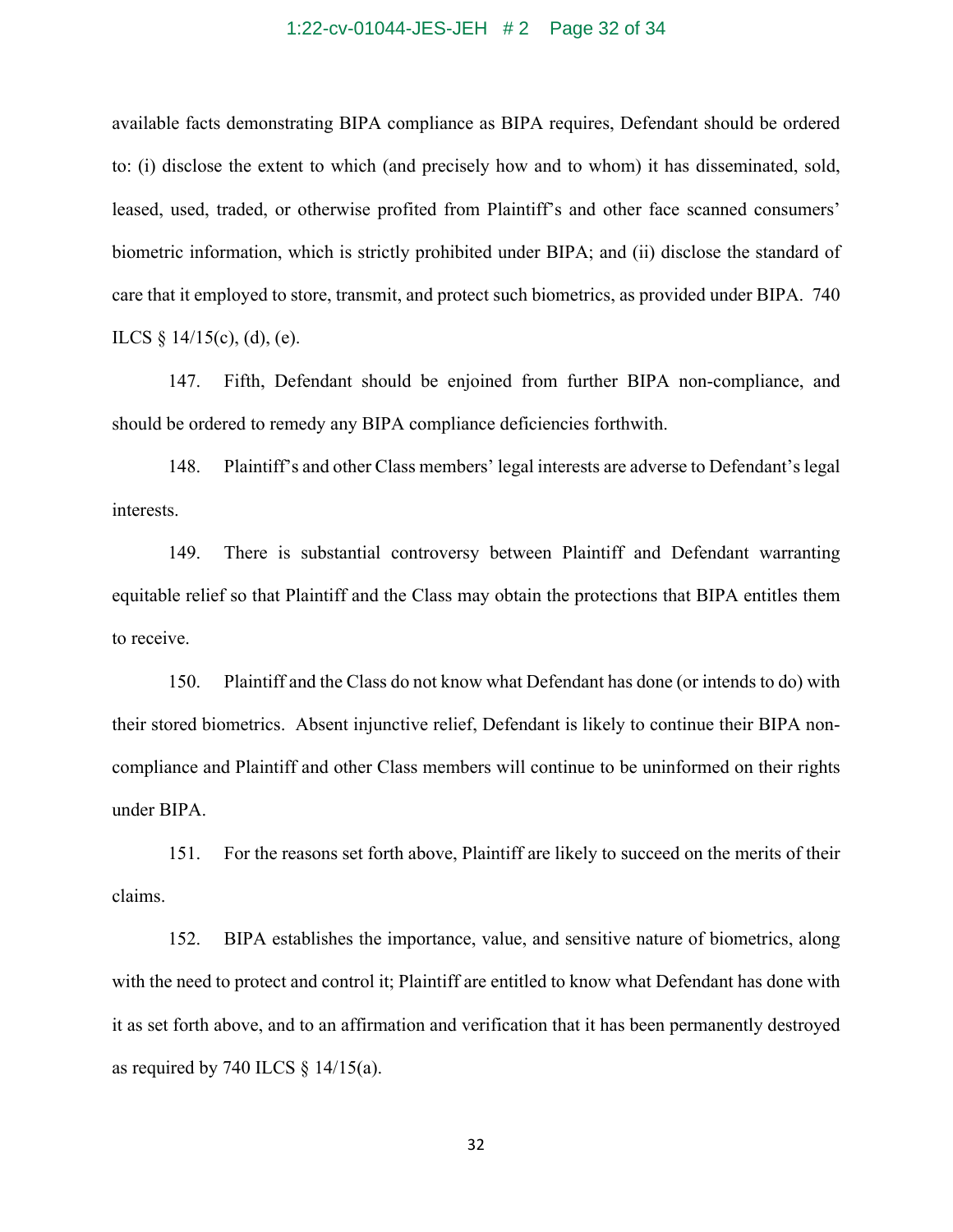available facts demonstrating BIPA compliance as BIPA requires, Defendant should be ordered to: (i) disclose the extent to which (and precisely how and to whom) it has disseminated, sold, leased, used, traded, or otherwise profited from Plaintiff's and other face scanned consumers' biometric information, which is strictly prohibited under BIPA; and (ii) disclose the standard of care that it employed to store, transmit, and protect such biometrics, as provided under BIPA. 740 ILCS § 14/15(c), (d), (e).

147. Fifth, Defendant should be enjoined from further BIPA non-compliance, and should be ordered to remedy any BIPA compliance deficiencies forthwith.

148. Plaintiff's and other Class members' legal interests are adverse to Defendant's legal interests.

149. There is substantial controversy between Plaintiff and Defendant warranting equitable relief so that Plaintiff and the Class may obtain the protections that BIPA entitles them to receive.

150. Plaintiff and the Class do not know what Defendant has done (or intends to do) with their stored biometrics. Absent injunctive relief, Defendant is likely to continue their BIPA non-compliance and Plaintiff and other Class members will continue to be uninformed on their rights under BIPA.

151. For the reasons set forth above, Plaintiff are likely to succeed on the merits of their claims.

152. BIPA establishes the importance, value, and sensitive nature of biometrics, along with the need to protect and control it; Plaintiff are entitled to know what Defendant has done with it as set forth above, and to an affirmation and verification that it has been permanently destroyed as required by 740 ILCS § 14/15(a).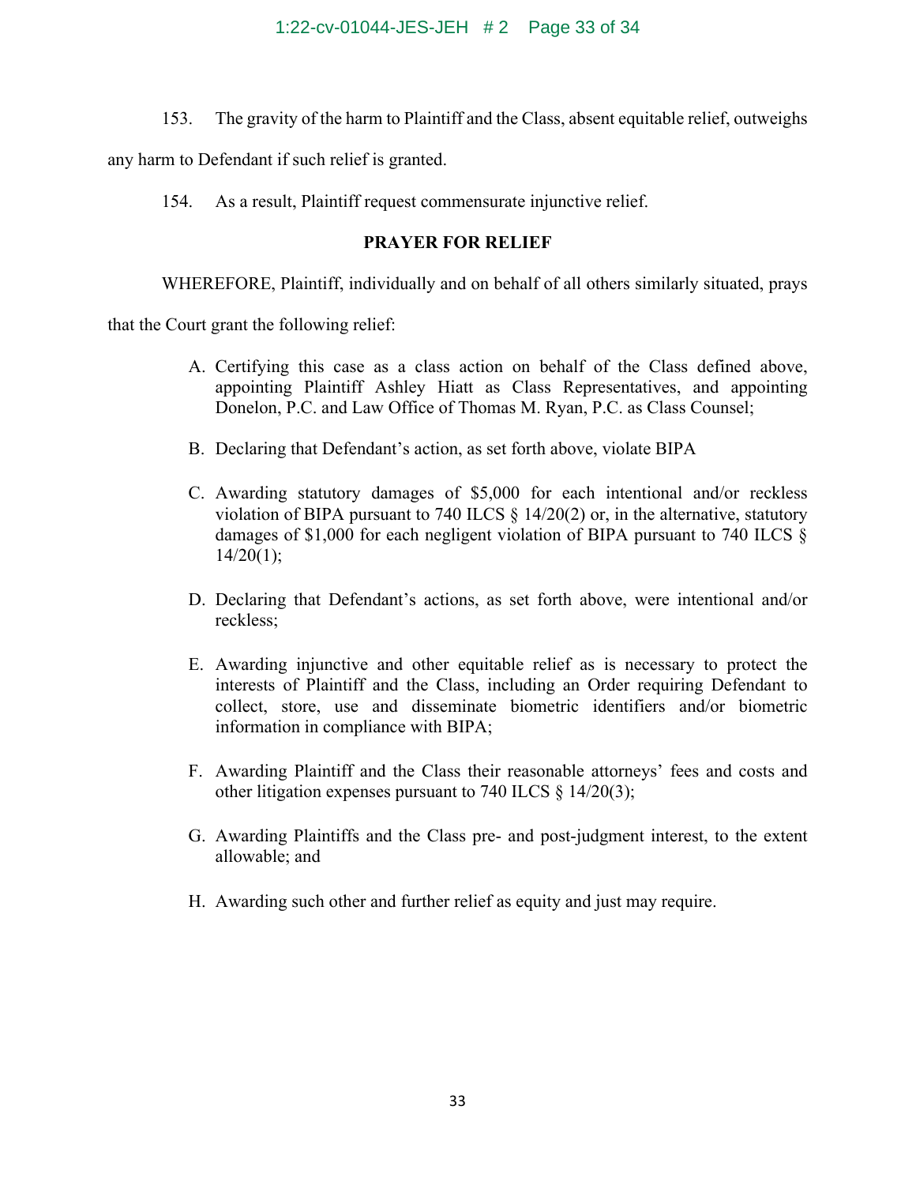153. The gravity of the harm to Plaintiff and the Class, absent equitable relief, outweighs any harm to Defendant if such relief is granted.

154. As a result, Plaintiff request commensurate injunctive relief.

**PRAYER FOR RELIEF**

WHEREFORE, Plaintiff, individually and on behalf of all others similarly situated, prays that the Court grant the following relief:

A. Certifying this case as a class action on behalf of the Class defined above, appointing Plaintiff Ashley Hiatt as Class Representatives, and appointing Donelon, P.C. and Law Office of Thomas M. Ryan, P.C. as Class Counsel;

B. Declaring that Defendant's action, as set forth above, violate BIPA

C. Awarding statutory damages of $5,000 for each intentional and/or reckless violation of BIPA pursuant to 740 ILCS § 14/20(2) or, in the alternative, statutory damages of $1,000 for each negligent violation of BIPA pursuant to 740 ILCS § 14/20(1);

D. Declaring that Defendant's actions, as set forth above, were intentional and/or reckless;

E. Awarding injunctive and other equitable relief as is necessary to protect the interests of Plaintiff and the Class, including an Order requiring Defendant to collect, store, use and disseminate biometric identifiers and/or biometric information in compliance with BIPA;

F. Awarding Plaintiff and the Class their reasonable attorneys' fees and costs and other litigation expenses pursuant to 740 ILCS § 14/20(3);

G. Awarding Plaintiffs and the Class pre- and post-judgment interest, to the extent allowable; and

H. Awarding such other and further relief as equity and just may require.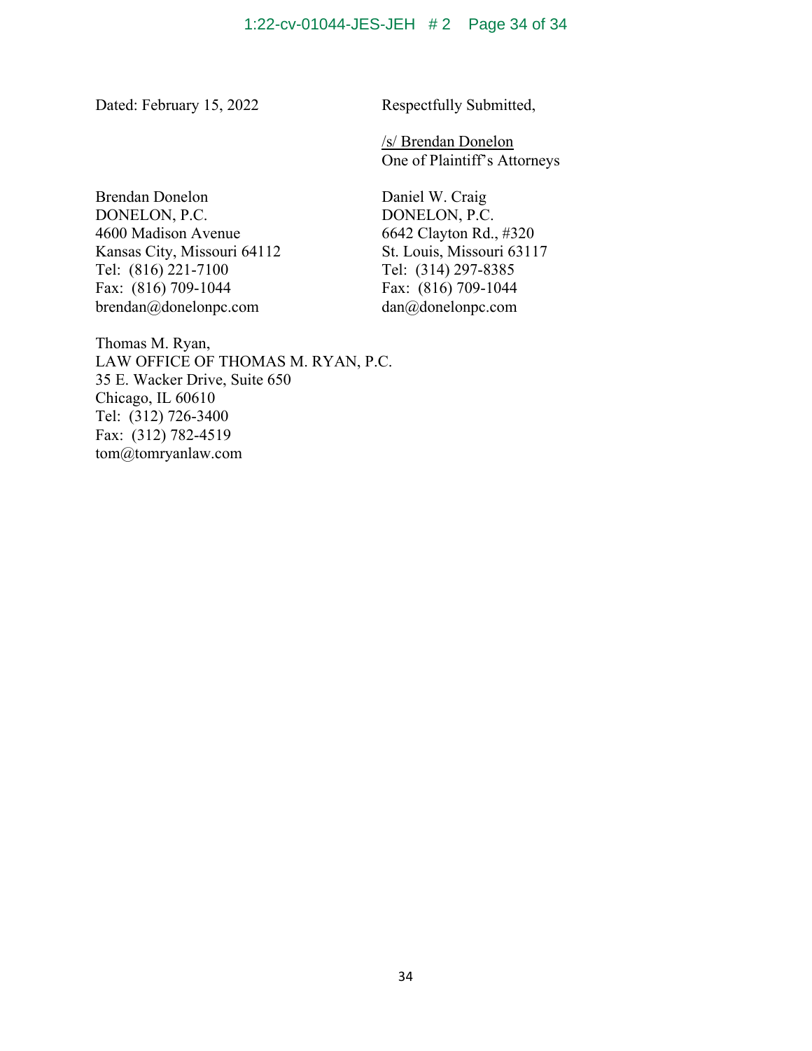Dated: February 15, 2022

Respectfully Submitted,

/s/ Brendan Donelon
One of Plaintiff's Attorneys

Brendan Donelon
DONELON, P.C.
4600 Madison Avenue
Kansas City, Missouri 64112
Tel: (816) 221-7100
Fax: (816) 709-1044
brendan@donelonpc.com

Daniel W. Craig
DONELON, P.C.
6642 Clayton Rd., #320
St. Louis, Missouri 63117
Tel: (314) 297-8385
Fax: (816) 709-1044
dan@donelonpc.com

Thomas M. Ryan,
LAW OFFICE OF THOMAS M. RYAN, P.C.
35 E. Wacker Drive, Suite 650
Chicago, IL 60610
Tel: (312) 726-3400
Fax: (312) 782-4519
tom@tomryanlaw.com